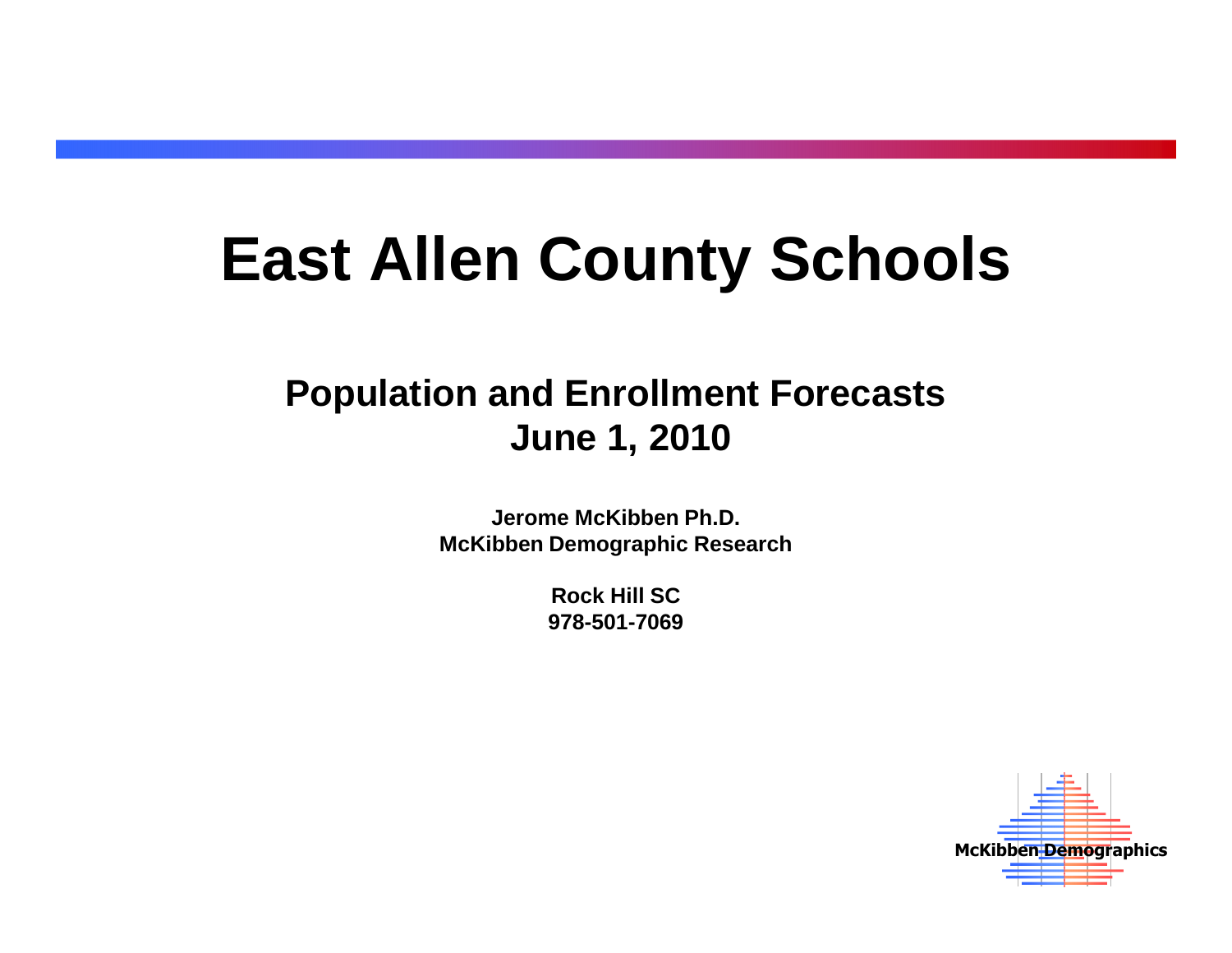# East Allen County Schools

## Population and Enrollment Forecasts
## June 1, 2010

**Jerome McKibben Ph.D.**
**McKibben Demographic Research**

**Rock Hill SC**
**978-501-7069**

McKibben Demographics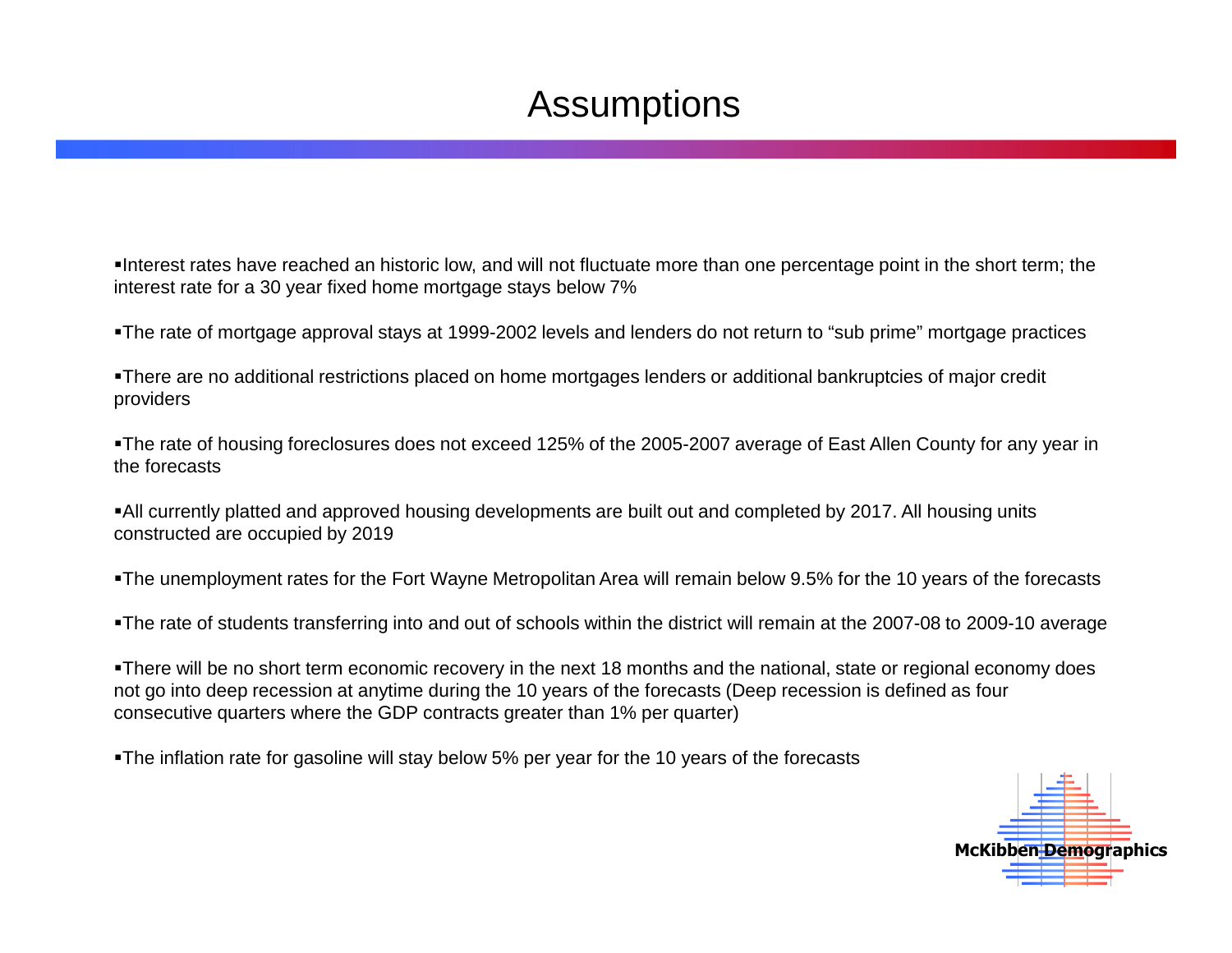# Assumptions

- Interest rates have reached an historic low, and will not fluctuate more than one percentage point in the short term; the interest rate for a 30 year fixed home mortgage stays below 7%
- The rate of mortgage approval stays at 1999-2002 levels and lenders do not return to "sub prime" mortgage practices
- There are no additional restrictions placed on home mortgages lenders or additional bankruptcies of major credit providers
- The rate of housing foreclosures does not exceed 125% of the 2005-2007 average of East Allen County for any year in the forecasts
- All currently platted and approved housing developments are built out and completed by 2017. All housing units constructed are occupied by 2019
- The unemployment rates for the Fort Wayne Metropolitan Area will remain below 9.5% for the 10 years of the forecasts
- The rate of students transferring into and out of schools within the district will remain at the 2007-08 to 2009-10 average
- There will be no short term economic recovery in the next 18 months and the national, state or regional economy does not go into deep recession at anytime during the 10 years of the forecasts (Deep recession is defined as four consecutive quarters where the GDP contracts greater than 1% per quarter)
- The inflation rate for gasoline will stay below 5% per year for the 10 years of the forecasts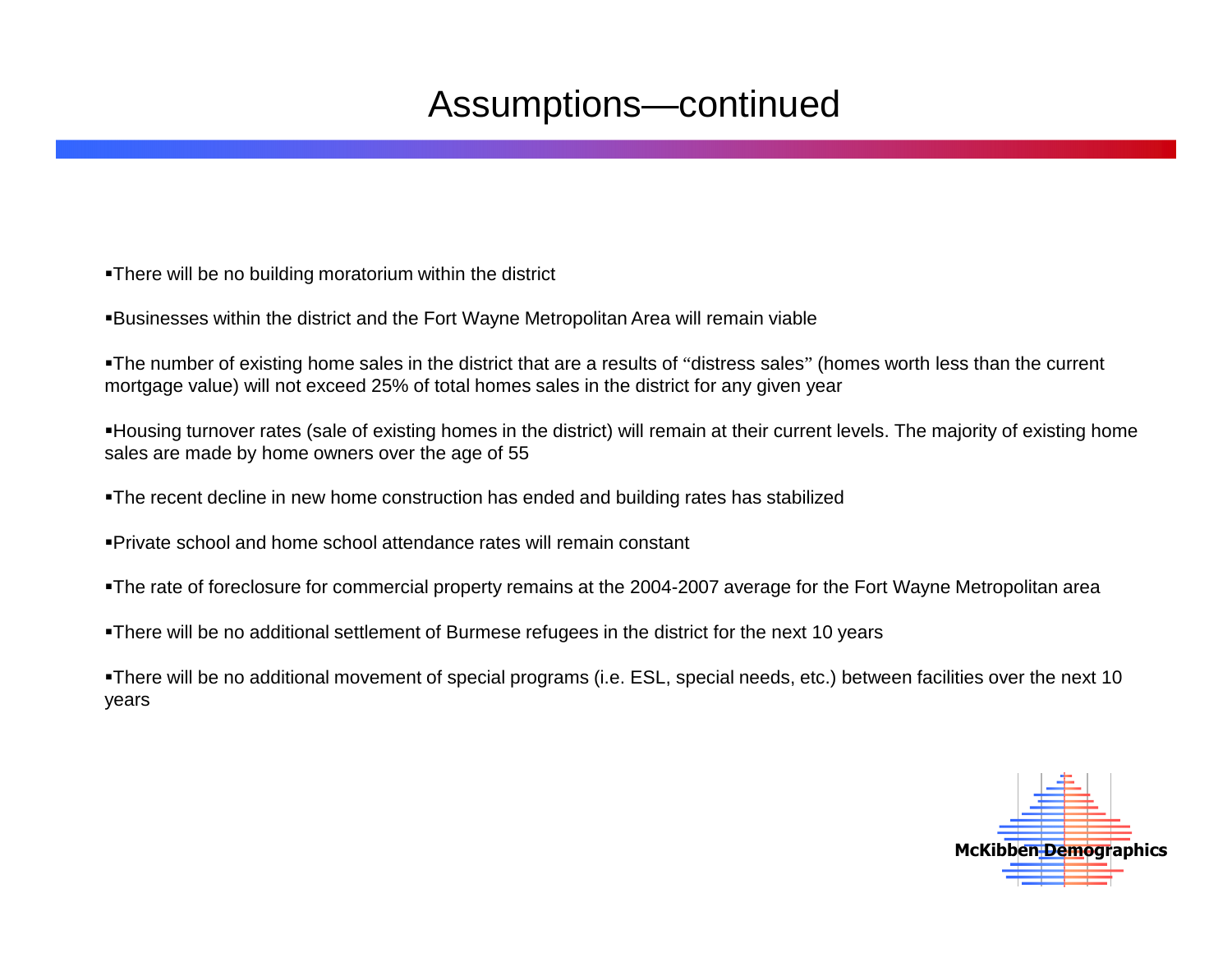# Assumptions—continued

- There will be no building moratorium within the district
- Businesses within the district and the Fort Wayne Metropolitan Area will remain viable
- The number of existing home sales in the district that are a results of “distress sales” (homes worth less than the current mortgage value) will not exceed 25% of total homes sales in the district for any given year
- Housing turnover rates (sale of existing homes in the district) will remain at their current levels. The majority of existing home sales are made by home owners over the age of 55
- The recent decline in new home construction has ended and building rates has stabilized
- Private school and home school attendance rates will remain constant
- The rate of foreclosure for commercial property remains at the 2004-2007 average for the Fort Wayne Metropolitan area
- There will be no additional settlement of Burmese refugees in the district for the next 10 years
- There will be no additional movement of special programs (i.e. ESL, special needs, etc.) between facilities over the next 10 years

McKibben Demographics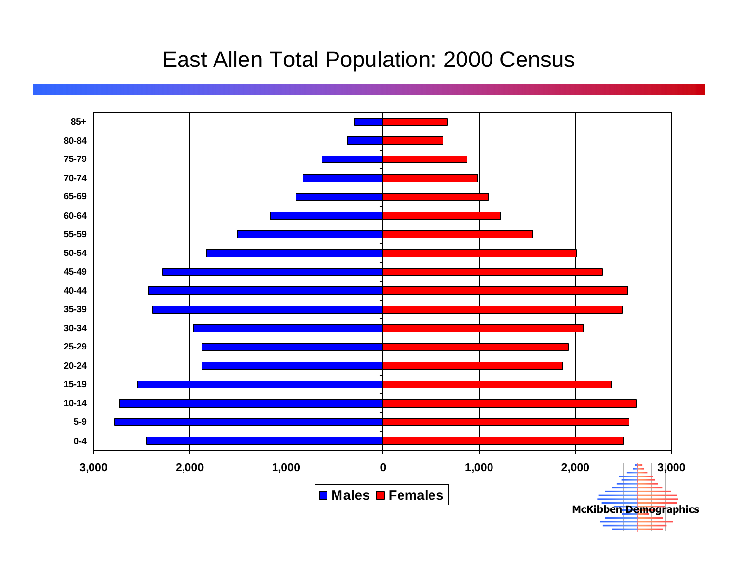# East Allen Total Population: 2000 Census

| Age | Males | Females |
|---|---|---|
| 85+ | | |
| 80-84 | | |
| 75-79 | | |
| 70-74 | | |
| 65-69 | | |
| 60-64 | | |
| 55-59 | | |
| 50-54 | | |
| 45-49 | | |
| 40-44 | | |
| 35-39 | | |
| 30-34 | | |
| 25-29 | | |
| 20-24 | | |
| 15-19 | | |
| 10-14 | | |
| 5-9 | | |
| 0-4 | | |

3,000 2,000 1,000 0 1,000 2,000 3,000

Males Females

McKibben Demographics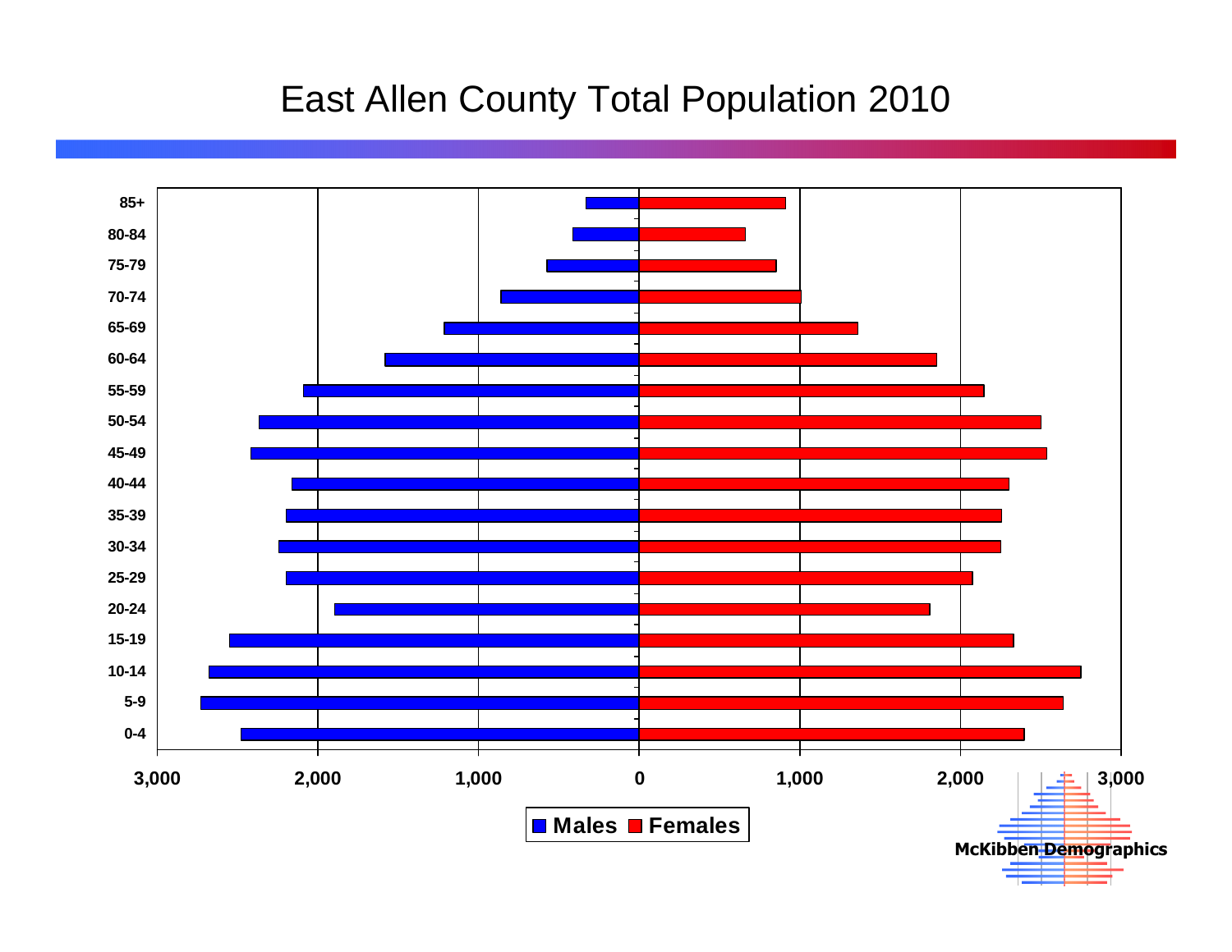# East Allen County Total Population 2010

| Age | Males | Females |
|---|---|---|
| 85+ | | |
| 80-84 | | |
| 75-79 | | |
| 70-74 | | |
| 65-69 | | |
| 60-64 | | |
| 55-59 | | |
| 50-54 | | |
| 45-49 | | |
| 40-44 | | |
| 35-39 | | |
| 30-34 | | |
| 25-29 | | |
| 20-24 | | |
| 15-19 | | |
| 10-14 | | |
| 5-9 | | |
| 0-4 | | |

3,000 2,000 1,000 0 1,000 2,000 3,000

Males Females

McKibben Demographics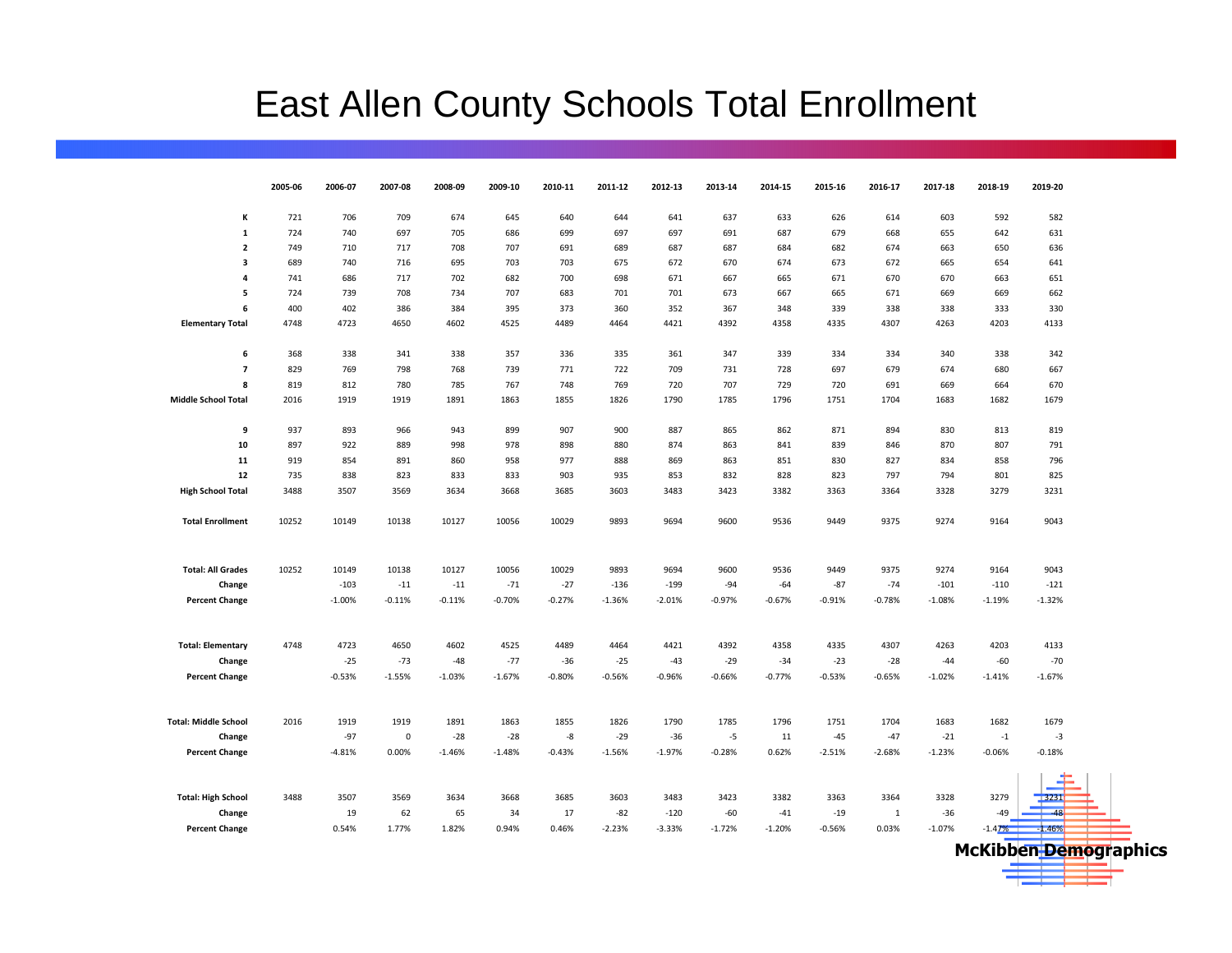# East Allen County Schools Total Enrollment

| | 2005-06 | 2006-07 | 2007-08 | 2008-09 | 2009-10 | 2010-11 | 2011-12 | 2012-13 | 2013-14 | 2014-15 | 2015-16 | 2016-17 | 2017-18 | 2018-19 | 2019-20 |
|---|---|---|---|---|---|---|---|---|---|---|---|---|---|---|---|
| **K** | 721 | 706 | 709 | 674 | 645 | 640 | 644 | 641 | 637 | 633 | 626 | 614 | 603 | 592 | 582 |
| **1** | 724 | 740 | 697 | 705 | 686 | 699 | 697 | 697 | 691 | 687 | 679 | 668 | 655 | 642 | 631 |
| **2** | 749 | 710 | 717 | 708 | 707 | 691 | 689 | 687 | 687 | 684 | 682 | 674 | 663 | 650 | 636 |
| **3** | 689 | 740 | 716 | 695 | 703 | 703 | 675 | 672 | 670 | 674 | 673 | 672 | 665 | 654 | 641 |
| **4** | 741 | 686 | 717 | 702 | 682 | 700 | 698 | 671 | 667 | 665 | 671 | 670 | 670 | 663 | 651 |
| **5** | 724 | 739 | 708 | 734 | 707 | 683 | 701 | 701 | 673 | 667 | 665 | 671 | 669 | 669 | 662 |
| **6** | 400 | 402 | 386 | 384 | 395 | 373 | 360 | 352 | 367 | 348 | 339 | 338 | 338 | 333 | 330 |
| **Elementary Total** | 4748 | 4723 | 4650 | 4602 | 4525 | 4489 | 4464 | 4421 | 4392 | 4358 | 4335 | 4307 | 4263 | 4203 | 4133 |
| | | | | | | | | | | | | | | | |
| **6** | 368 | 338 | 341 | 338 | 357 | 336 | 335 | 361 | 347 | 339 | 334 | 334 | 340 | 338 | 342 |
| **7** | 829 | 769 | 798 | 768 | 739 | 771 | 722 | 709 | 731 | 728 | 697 | 679 | 674 | 680 | 667 |
| **8** | 819 | 812 | 780 | 785 | 767 | 748 | 769 | 720 | 707 | 729 | 720 | 691 | 669 | 664 | 670 |
| **Middle School Total** | 2016 | 1919 | 1919 | 1891 | 1863 | 1855 | 1826 | 1790 | 1785 | 1796 | 1751 | 1704 | 1683 | 1682 | 1679 |
| | | | | | | | | | | | | | | | |
| **9** | 937 | 893 | 966 | 943 | 899 | 907 | 900 | 887 | 865 | 862 | 871 | 894 | 830 | 813 | 819 |
| **10** | 897 | 922 | 889 | 998 | 978 | 898 | 880 | 874 | 863 | 841 | 839 | 846 | 870 | 807 | 791 |
| **11** | 919 | 854 | 891 | 860 | 958 | 977 | 888 | 869 | 863 | 851 | 830 | 827 | 834 | 858 | 796 |
| **12** | 735 | 838 | 823 | 833 | 833 | 903 | 935 | 853 | 832 | 828 | 823 | 797 | 794 | 801 | 825 |
| **High School Total** | 3488 | 3507 | 3569 | 3634 | 3668 | 3685 | 3603 | 3483 | 3423 | 3382 | 3363 | 3364 | 3328 | 3279 | 3231 |
| | | | | | | | | | | | | | | | |
| **Total Enrollment** | 10252 | 10149 | 10138 | 10127 | 10056 | 10029 | 9893 | 9694 | 9600 | 9536 | 9449 | 9375 | 9274 | 9164 | 9043 |
| | | | | | | | | | | | | | | | |
| **Total: All Grades** | 10252 | 10149 | 10138 | 10127 | 10056 | 10029 | 9893 | 9694 | 9600 | 9536 | 9449 | 9375 | 9274 | 9164 | 9043 |
| **Change** | | -103 | -11 | -11 | -71 | -27 | -136 | -199 | -94 | -64 | -87 | -74 | -101 | -110 | -121 |
| **Percent Change** | | -1.00% | -0.11% | -0.11% | -0.70% | -0.27% | -1.36% | -2.01% | -0.97% | -0.67% | -0.91% | -0.78% | -1.08% | -1.19% | -1.32% |
| | | | | | | | | | | | | | | | |
| **Total: Elementary** | 4748 | 4723 | 4650 | 4602 | 4525 | 4489 | 4464 | 4421 | 4392 | 4358 | 4335 | 4307 | 4263 | 4203 | 4133 |
| **Change** | | -25 | -73 | -48 | -77 | -36 | -25 | -43 | -29 | -34 | -23 | -28 | -44 | -60 | -70 |
| **Percent Change** | | -0.53% | -1.55% | -1.03% | -1.67% | -0.80% | -0.56% | -0.96% | -0.66% | -0.77% | -0.53% | -0.65% | -1.02% | -1.41% | -1.67% |
| | | | | | | | | | | | | | | | |
| **Total: Middle School** | 2016 | 1919 | 1919 | 1891 | 1863 | 1855 | 1826 | 1790 | 1785 | 1796 | 1751 | 1704 | 1683 | 1682 | 1679 |
| **Change** | | -97 | 0 | -28 | -28 | -8 | -29 | -36 | -5 | 11 | -45 | -47 | -21 | -1 | -3 |
| **Percent Change** | | -4.81% | 0.00% | -1.46% | -1.48% | -0.43% | -1.56% | -1.97% | -0.28% | 0.62% | -2.51% | -2.68% | -1.23% | -0.06% | -0.18% |
| | | | | | | | | | | | | | | | |
| **Total: High School** | 3488 | 3507 | 3569 | 3634 | 3668 | 3685 | 3603 | 3483 | 3423 | 3382 | 3363 | 3364 | 3328 | 3279 | 3231 |
| **Change** | | 19 | 62 | 65 | 34 | 17 | -82 | -120 | -60 | -41 | -19 | 1 | -36 | -49 | -48 |
| **Percent Change** | | 0.54% | 1.77% | 1.82% | 0.94% | 0.46% | -2.23% | -3.33% | -1.72% | -1.20% | -0.56% | 0.03% | -1.07% | -1.47% | -1.46% |

**McKibben Demographics**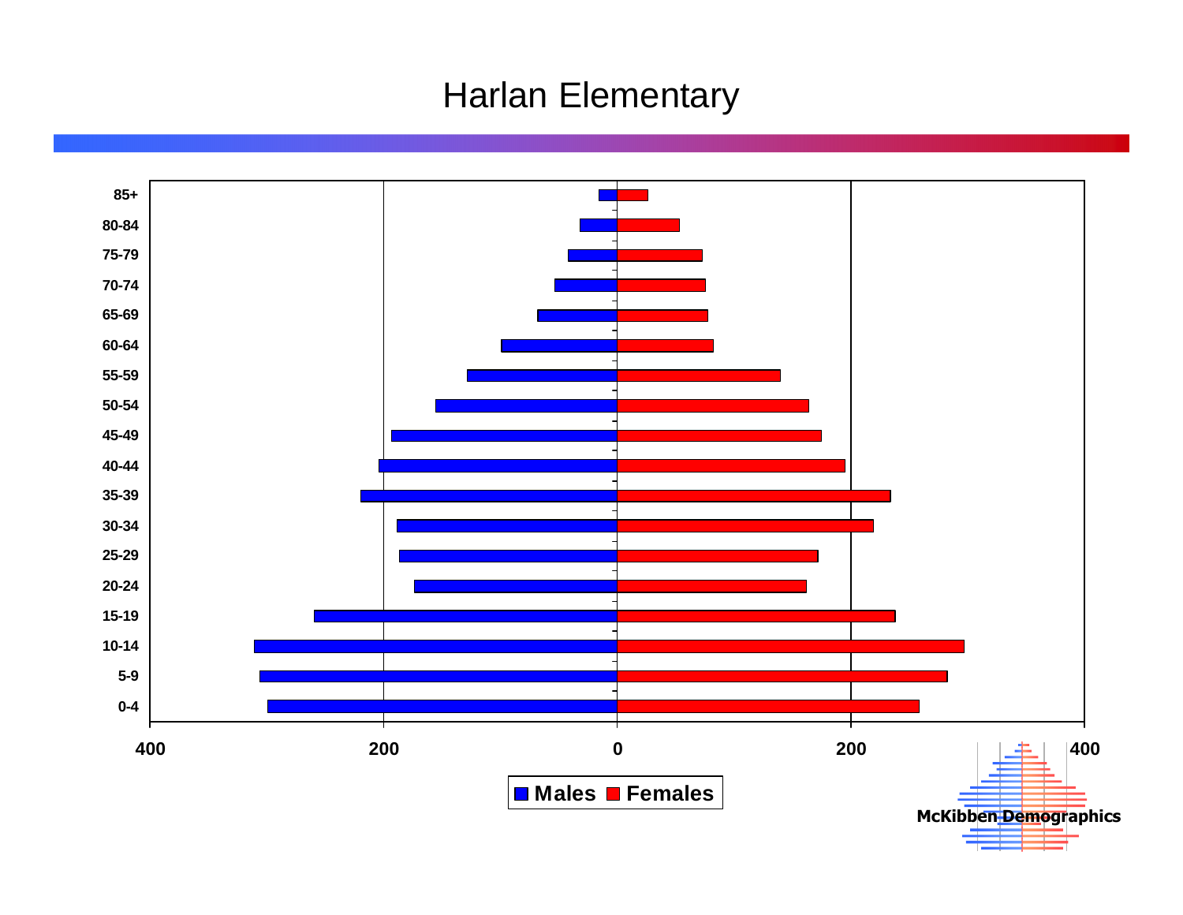# Harlan Elementary

85+
80-84
75-79
70-74
65-69
60-64
55-59
50-54
45-49
40-44
35-39
30-34
25-29
20-24
15-19
10-14
5-9
0-4

400 200 0 200 400

**Males** **Females**

**McKibben Demographics**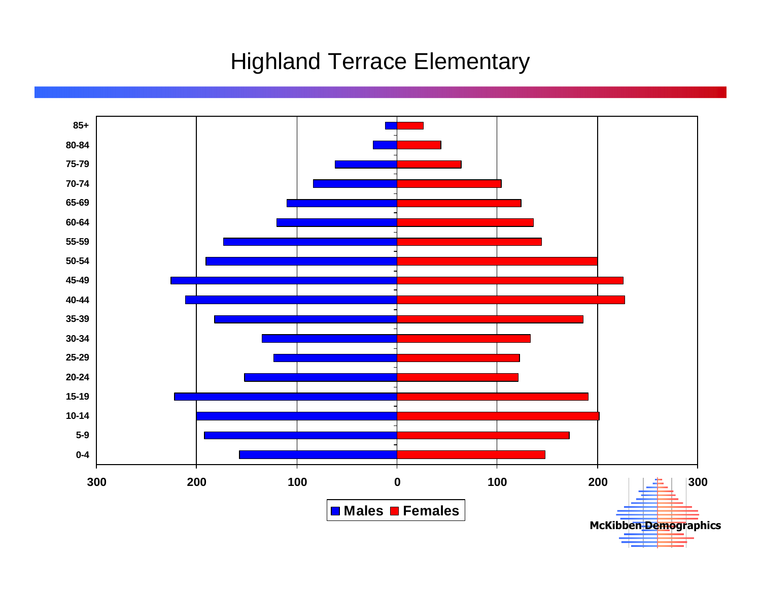# Highland Terrace Elementary

| Age | Males | Females |
|---|---|---|
| 85+ | | |
| 80-84 | | |
| 75-79 | | |
| 70-74 | | |
| 65-69 | | |
| 60-64 | | |
| 55-59 | | |
| 50-54 | | |
| 45-49 | | |
| 40-44 | | |
| 35-39 | | |
| 30-34 | | |
| 25-29 | | |
| 20-24 | | |
| 15-19 | | |
| 10-14 | | |
| 5-9 | | |
| 0-4 | | |

300 200 100 0 100 200 300

■ Males ■ Females

McKibben Demographics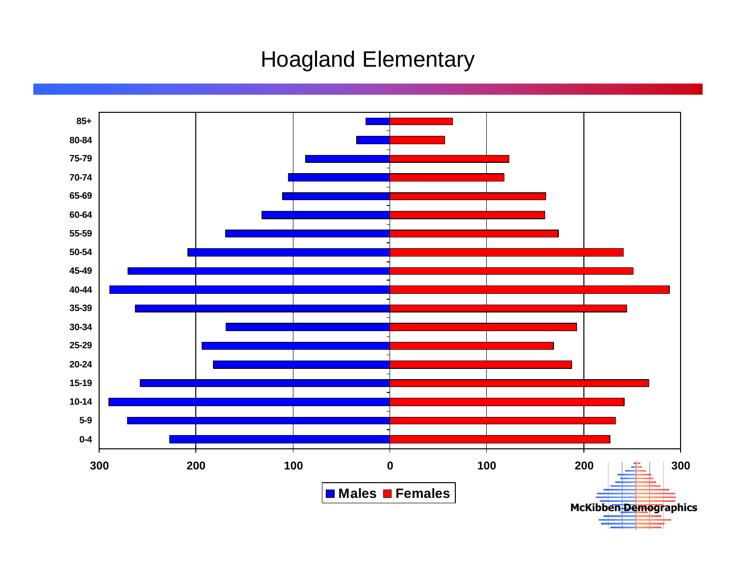# Hoagland Elementary

| Age | Males | Females |
|---|---|---|
| 85+ | | |
| 80-84 | | |
| 75-79 | | |
| 70-74 | | |
| 65-69 | | |
| 60-64 | | |
| 55-59 | | |
| 50-54 | | |
| 45-49 | | |
| 40-44 | | |
| 35-39 | | |
| 30-34 | | |
| 25-29 | | |
| 20-24 | | |
| 15-19 | | |
| 10-14 | | |
| 5-9 | | |
| 0-4 | | |

300 200 100 0 100 200 300

Males Females

McKibben Demographics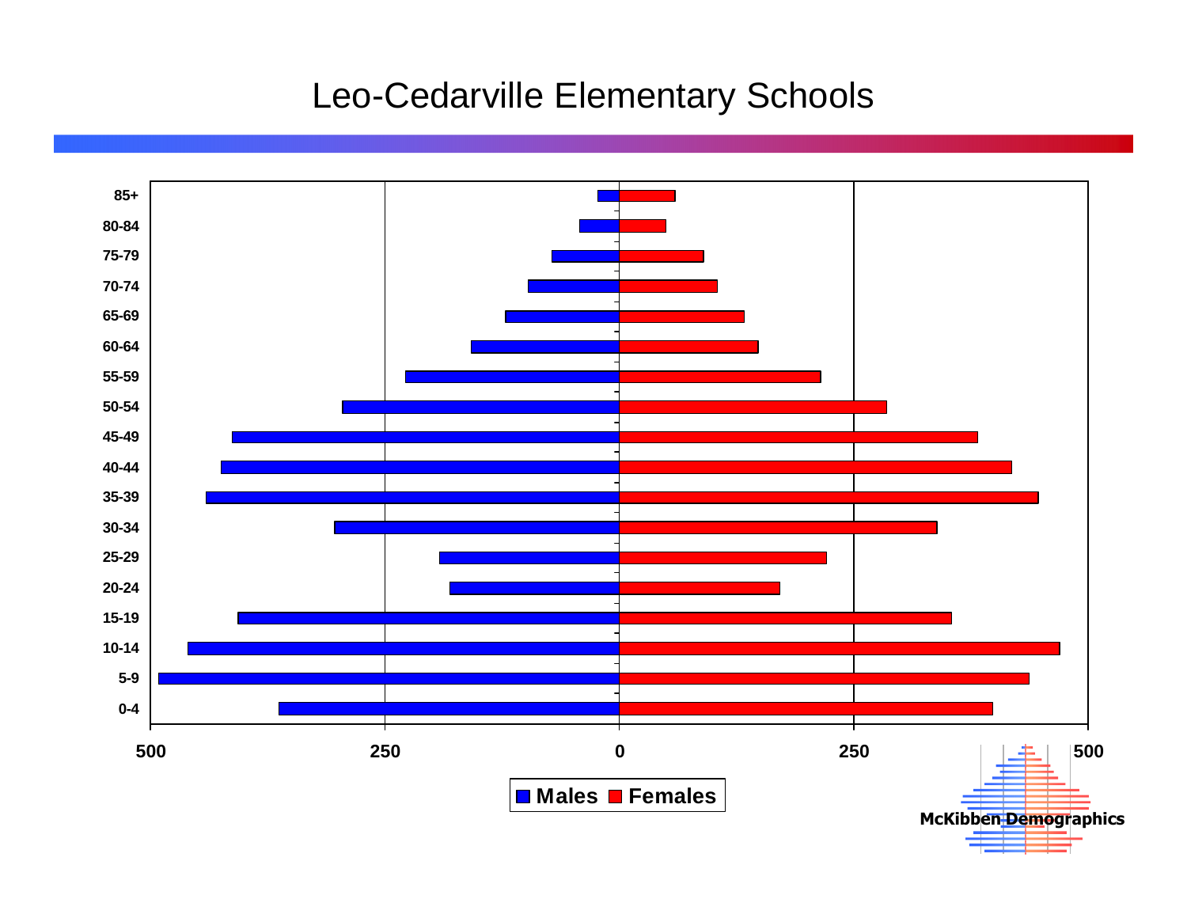# Leo-Cedarville Elementary Schools

85+
80-84
75-79
70-74
65-69
60-64
55-59
50-54
45-49
40-44
35-39
30-34
25-29
20-24
15-19
10-14
5-9
0-4

500 250 0 250 500

Males Females

McKibben Demographics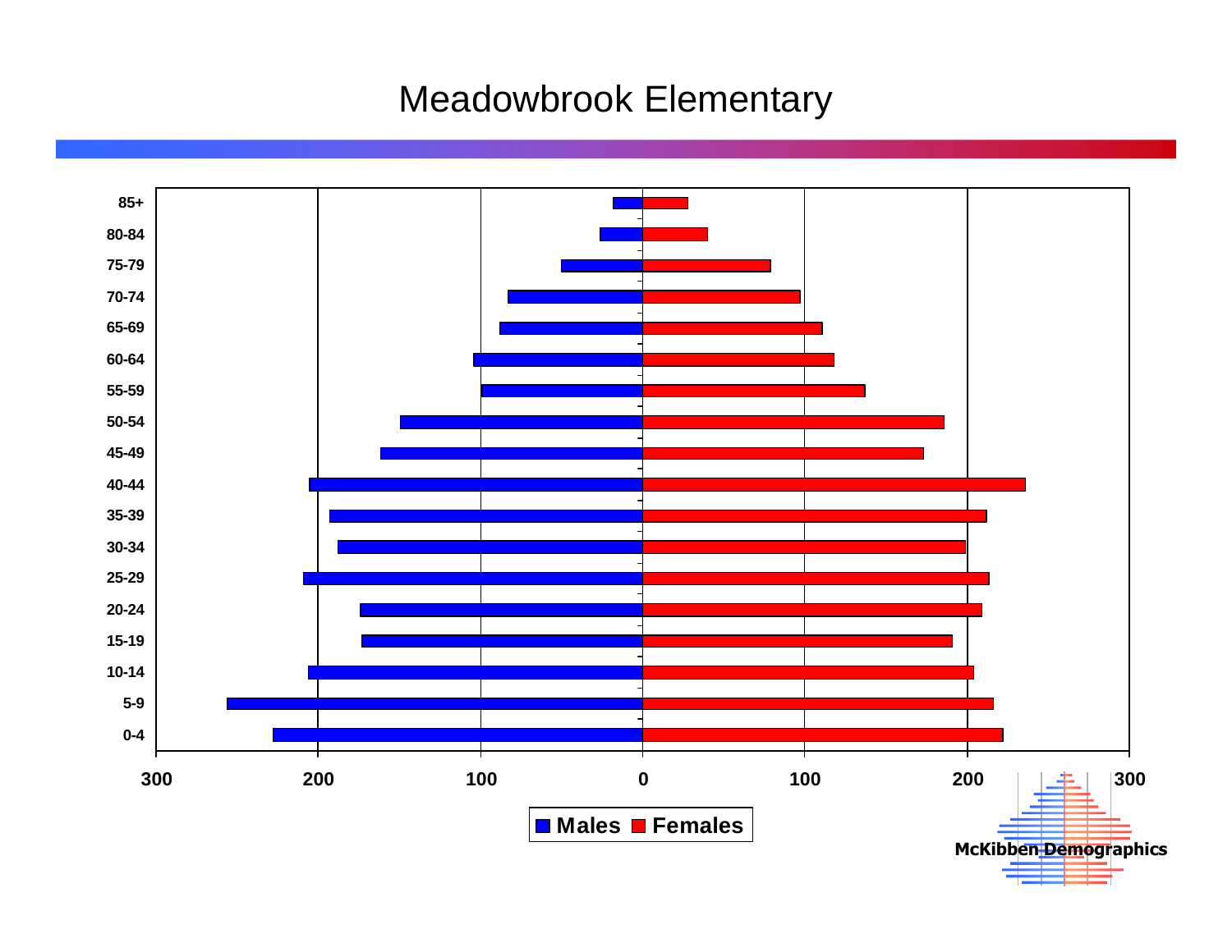# Meadowbrook Elementary

| Age | Males | Females |
|---|---|---|
| 85+ | | |
| 80-84 | | |
| 75-79 | | |
| 70-74 | | |
| 65-69 | | |
| 60-64 | | |
| 55-59 | | |
| 50-54 | | |
| 45-49 | | |
| 40-44 | | |
| 35-39 | | |
| 30-34 | | |
| 25-29 | | |
| 20-24 | | |
| 15-19 | | |
| 10-14 | | |
| 5-9 | | |
| 0-4 | | |

300 200 100 0 100 200 300

■ Males ■ Females

McKibben Demographics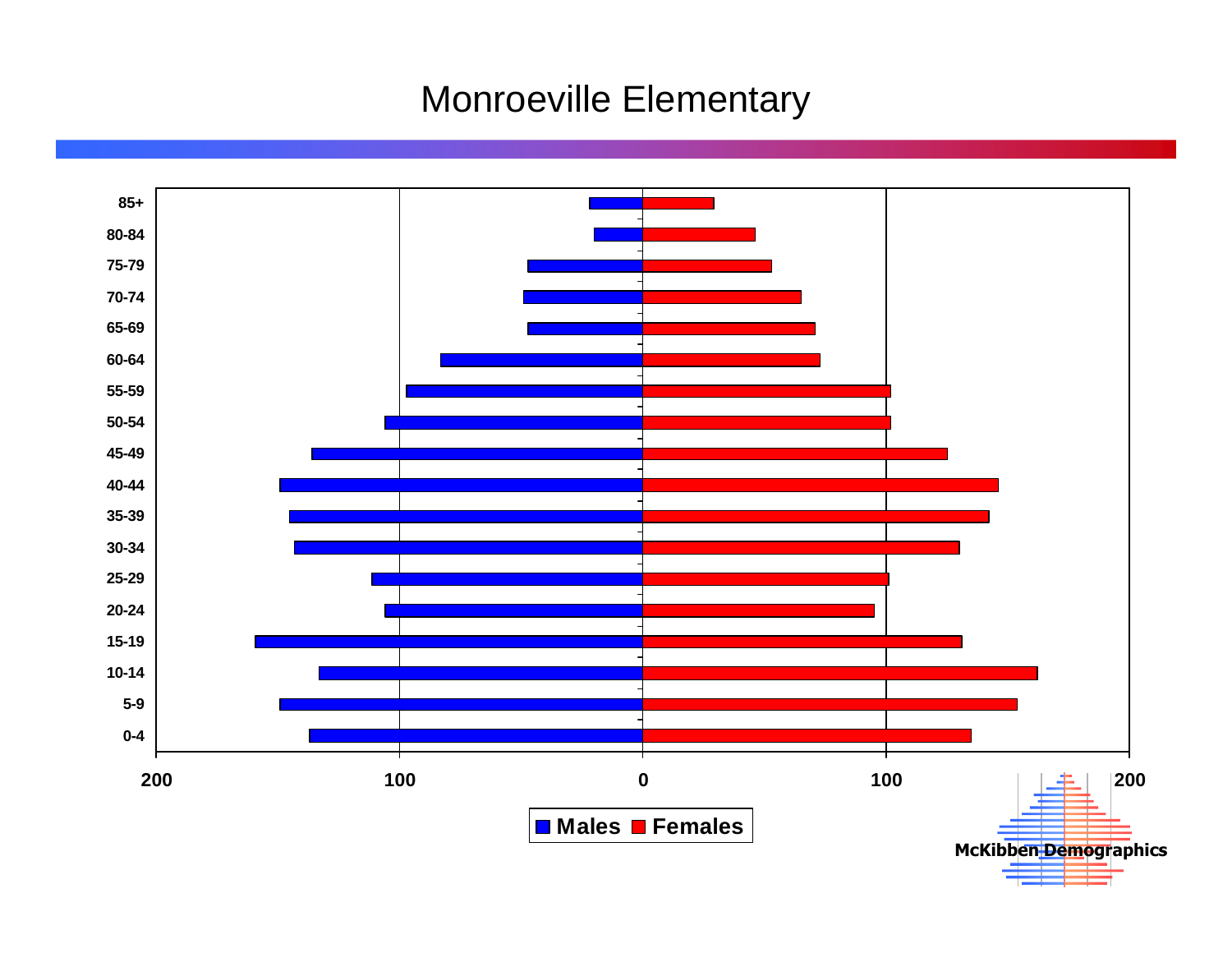# Monroeville Elementary

| Age | Males | Females |
|---|---|---|
| 85+ | | |
| 80-84 | | |
| 75-79 | | |
| 70-74 | | |
| 65-69 | | |
| 60-64 | | |
| 55-59 | | |
| 50-54 | | |
| 45-49 | | |
| 40-44 | | |
| 35-39 | | |
| 30-34 | | |
| 25-29 | | |
| 20-24 | | |
| 15-19 | | |
| 10-14 | | |
| 5-9 | | |
| 0-4 | | |

200 100 0 100 200

Males Females

McKibben Demographics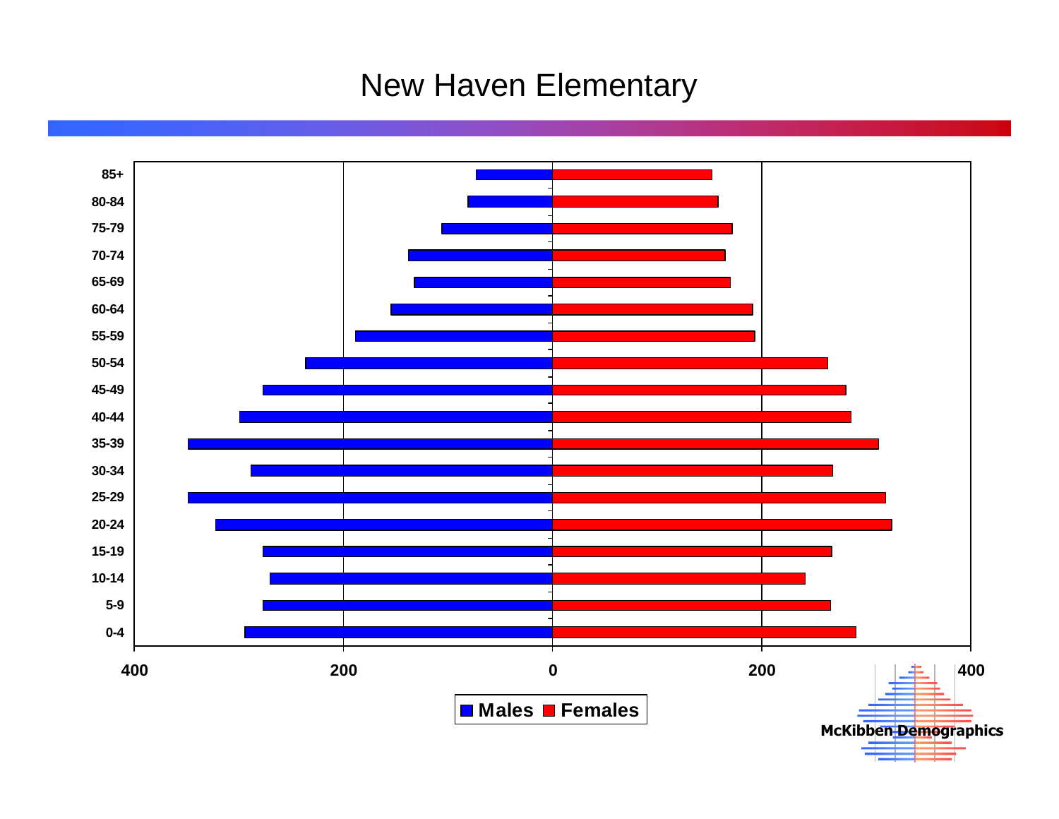# New Haven Elementary

| Age | Males | Females |
|---|---|---|
| 85+ | | |
| 80-84 | | |
| 75-79 | | |
| 70-74 | | |
| 65-69 | | |
| 60-64 | | |
| 55-59 | | |
| 50-54 | | |
| 45-49 | | |
| 40-44 | | |
| 35-39 | | |
| 30-34 | | |
| 25-29 | | |
| 20-24 | | |
| 15-19 | | |
| 10-14 | | |
| 5-9 | | |
| 0-4 | | |

400 200 0 200 400

Males Females

McKibben Demographics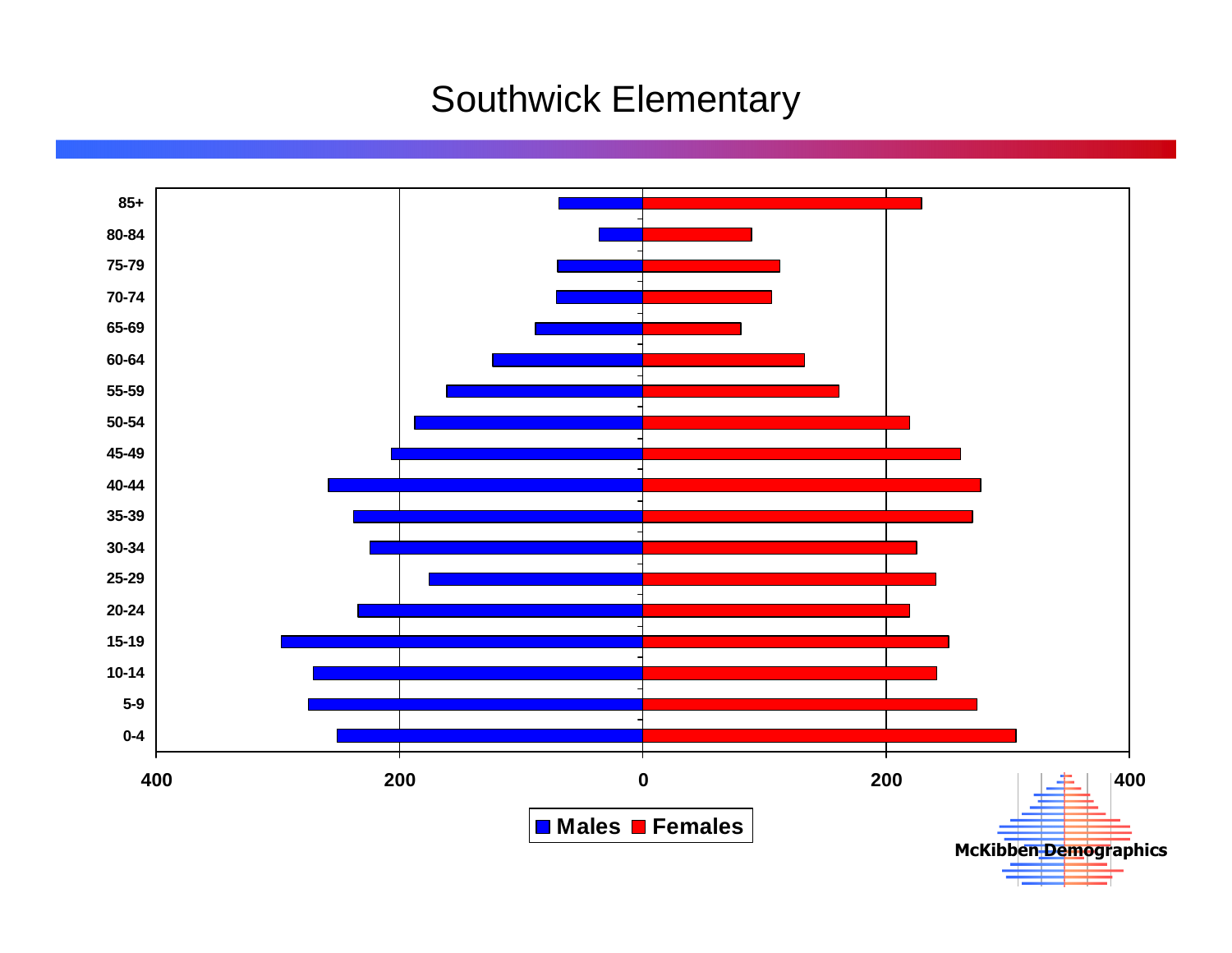# Southwick Elementary

| Age | Males | Females |
|---|---|---|
| 85+ | | |
| 80-84 | | |
| 75-79 | | |
| 70-74 | | |
| 65-69 | | |
| 60-64 | | |
| 55-59 | | |
| 50-54 | | |
| 45-49 | | |
| 40-44 | | |
| 35-39 | | |
| 30-34 | | |
| 25-29 | | |
| 20-24 | | |
| 15-19 | | |
| 10-14 | | |
| 5-9 | | |
| 0-4 | | |

400 200 0 200 400

Males Females

McKibben Demographics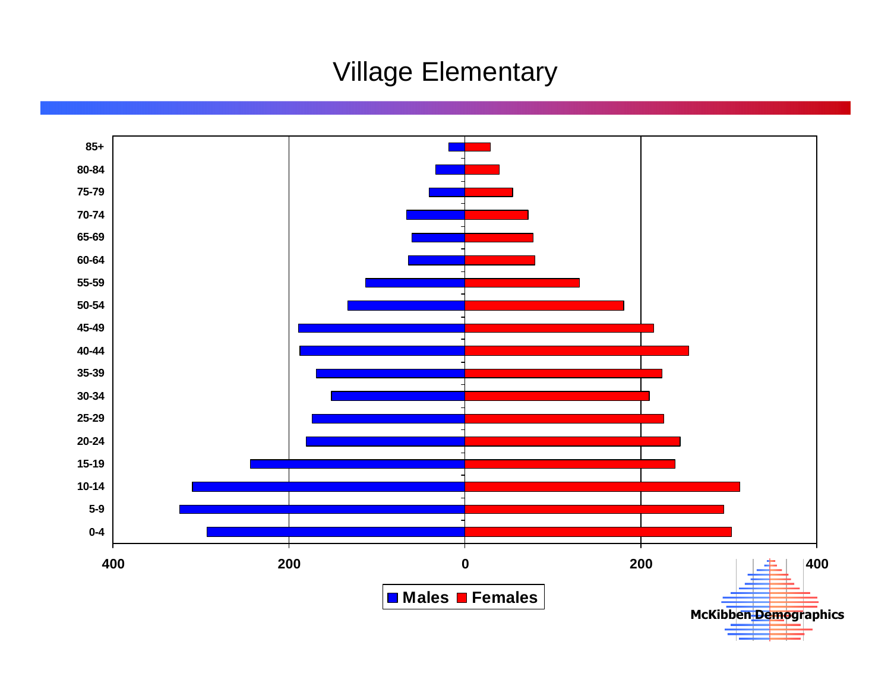# Village Elementary

| Age | Males | Females |
|---|---|---|
| 85+ | | |
| 80-84 | | |
| 75-79 | | |
| 70-74 | | |
| 65-69 | | |
| 60-64 | | |
| 55-59 | | |
| 50-54 | | |
| 45-49 | | |
| 40-44 | | |
| 35-39 | | |
| 30-34 | | |
| 25-29 | | |
| 20-24 | | |
| 15-19 | | |
| 10-14 | | |
| 5-9 | | |
| 0-4 | | |

400 200 0 200 400

Males Females

McKibben Demographics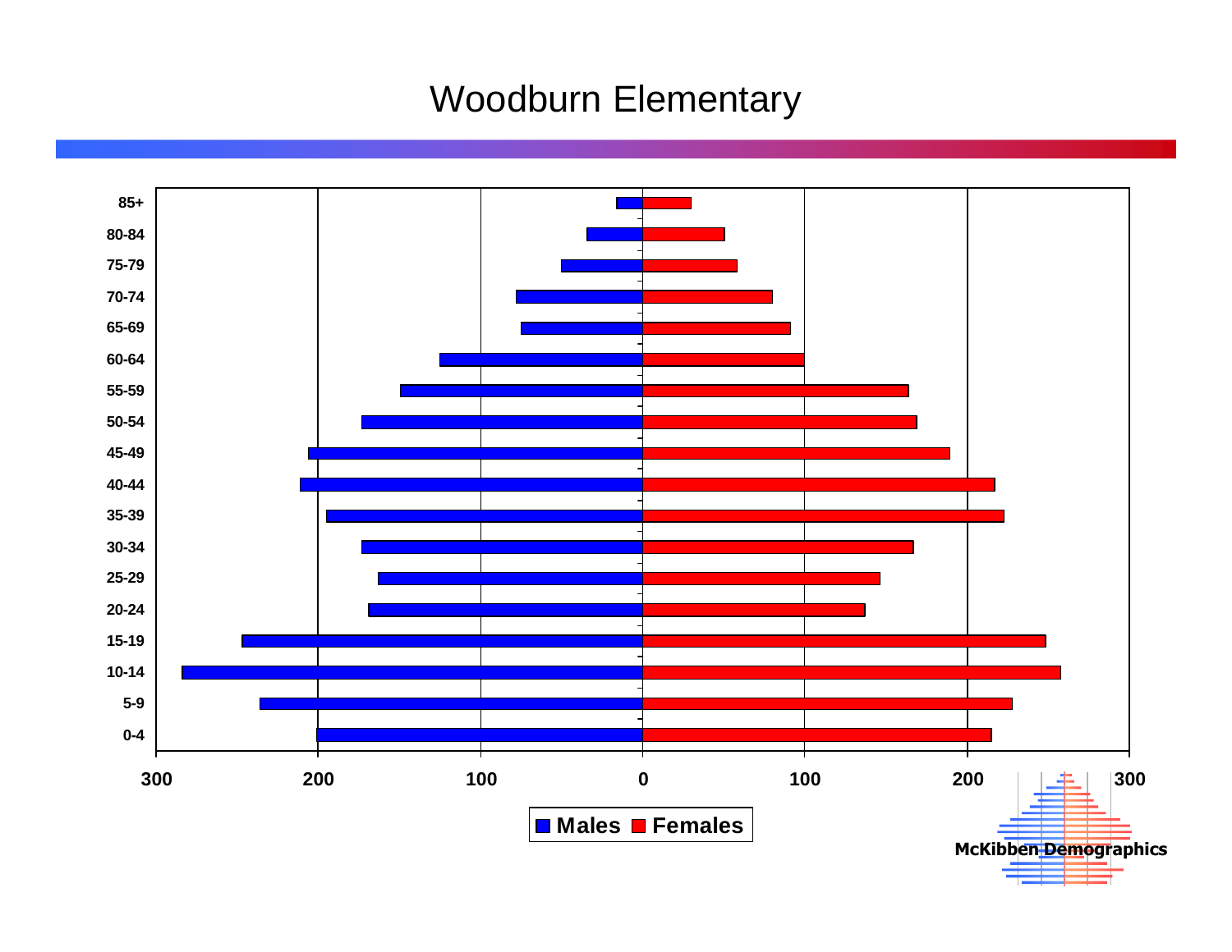# Woodburn Elementary

| Age | Males | Females |
|---|---|---|
| 85+ | | |
| 80-84 | | |
| 75-79 | | |
| 70-74 | | |
| 65-69 | | |
| 60-64 | | |
| 55-59 | | |
| 50-54 | | |
| 45-49 | | |
| 40-44 | | |
| 35-39 | | |
| 30-34 | | |
| 25-29 | | |
| 20-24 | | |
| 15-19 | | |
| 10-14 | | |
| 5-9 | | |
| 0-4 | | |

300 200 100 0 100 200 300

Males Females

McKibben Demographics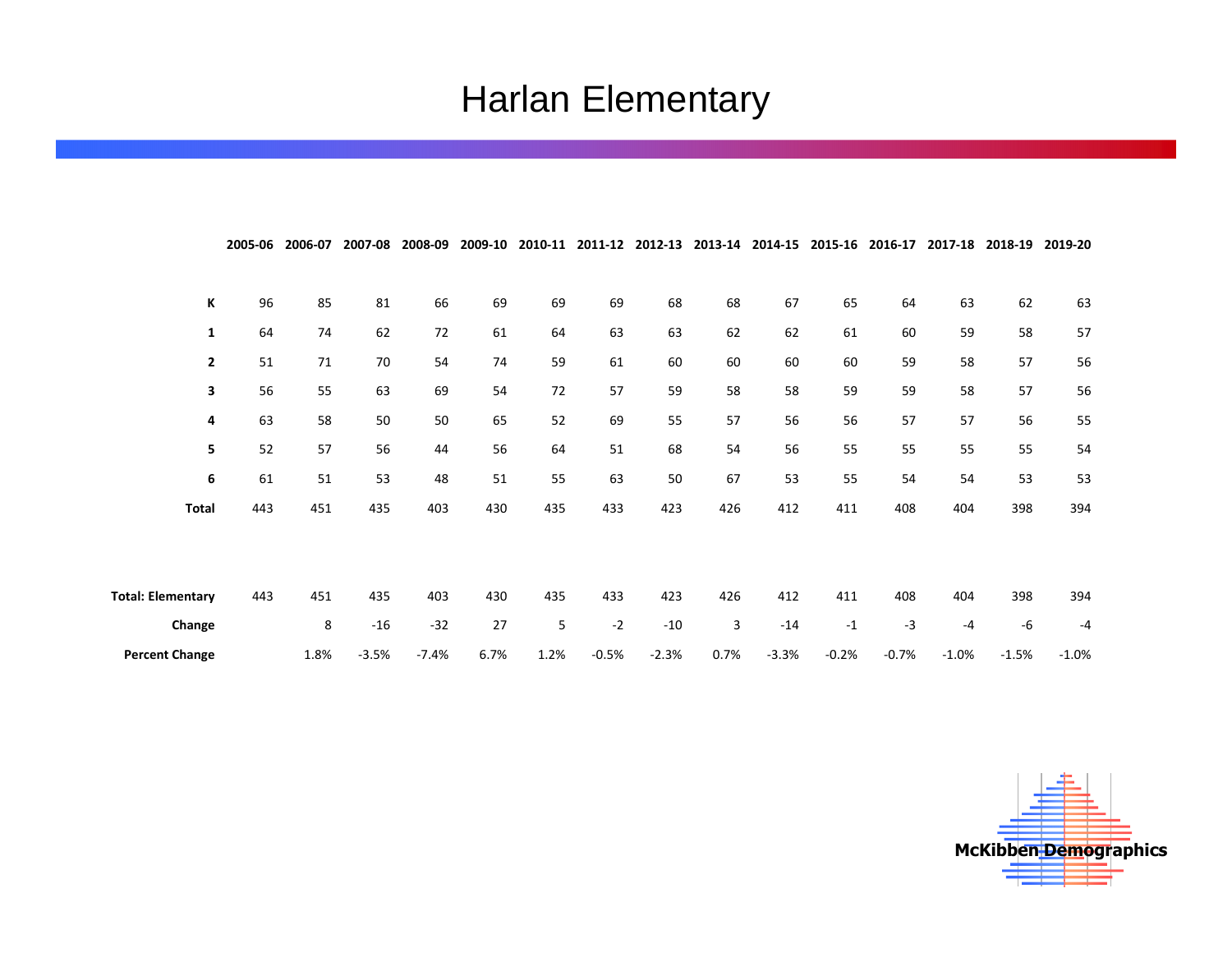# Harlan Elementary

| | 2005-06 | 2006-07 | 2007-08 | 2008-09 | 2009-10 | 2010-11 | 2011-12 | 2012-13 | 2013-14 | 2014-15 | 2015-16 | 2016-17 | 2017-18 | 2018-19 | 2019-20 |
|---|---|---|---|---|---|---|---|---|---|---|---|---|---|---|---|
| **K** | 96 | 85 | 81 | 66 | 69 | 69 | 69 | 68 | 68 | 67 | 65 | 64 | 63 | 62 | 63 |
| **1** | 64 | 74 | 62 | 72 | 61 | 64 | 63 | 63 | 62 | 62 | 61 | 60 | 59 | 58 | 57 |
| **2** | 51 | 71 | 70 | 54 | 74 | 59 | 61 | 60 | 60 | 60 | 60 | 59 | 58 | 57 | 56 |
| **3** | 56 | 55 | 63 | 69 | 54 | 72 | 57 | 59 | 58 | 58 | 59 | 59 | 58 | 57 | 56 |
| **4** | 63 | 58 | 50 | 50 | 65 | 52 | 69 | 55 | 57 | 56 | 56 | 57 | 57 | 56 | 55 |
| **5** | 52 | 57 | 56 | 44 | 56 | 64 | 51 | 68 | 54 | 56 | 55 | 55 | 55 | 55 | 54 |
| **6** | 61 | 51 | 53 | 48 | 51 | 55 | 63 | 50 | 67 | 53 | 55 | 54 | 54 | 53 | 53 |
| **Total** | 443 | 451 | 435 | 403 | 430 | 435 | 433 | 423 | 426 | 412 | 411 | 408 | 404 | 398 | 394 |

| | 2005-06 | 2006-07 | 2007-08 | 2008-09 | 2009-10 | 2010-11 | 2011-12 | 2012-13 | 2013-14 | 2014-15 | 2015-16 | 2016-17 | 2017-18 | 2018-19 | 2019-20 |
|---|---|---|---|---|---|---|---|---|---|---|---|---|---|---|---|
| **Total: Elementary** | 443 | 451 | 435 | 403 | 430 | 435 | 433 | 423 | 426 | 412 | 411 | 408 | 404 | 398 | 394 |
| **Change** | | 8 | -16 | -32 | 27 | 5 | -2 | -10 | 3 | -14 | -1 | -3 | -4 | -6 | -4 |
| **Percent Change** | | 1.8% | -3.5% | -7.4% | 6.7% | 1.2% | -0.5% | -2.3% | 0.7% | -3.3% | -0.2% | -0.7% | -1.0% | -1.5% | -1.0% |

McKibben Demographics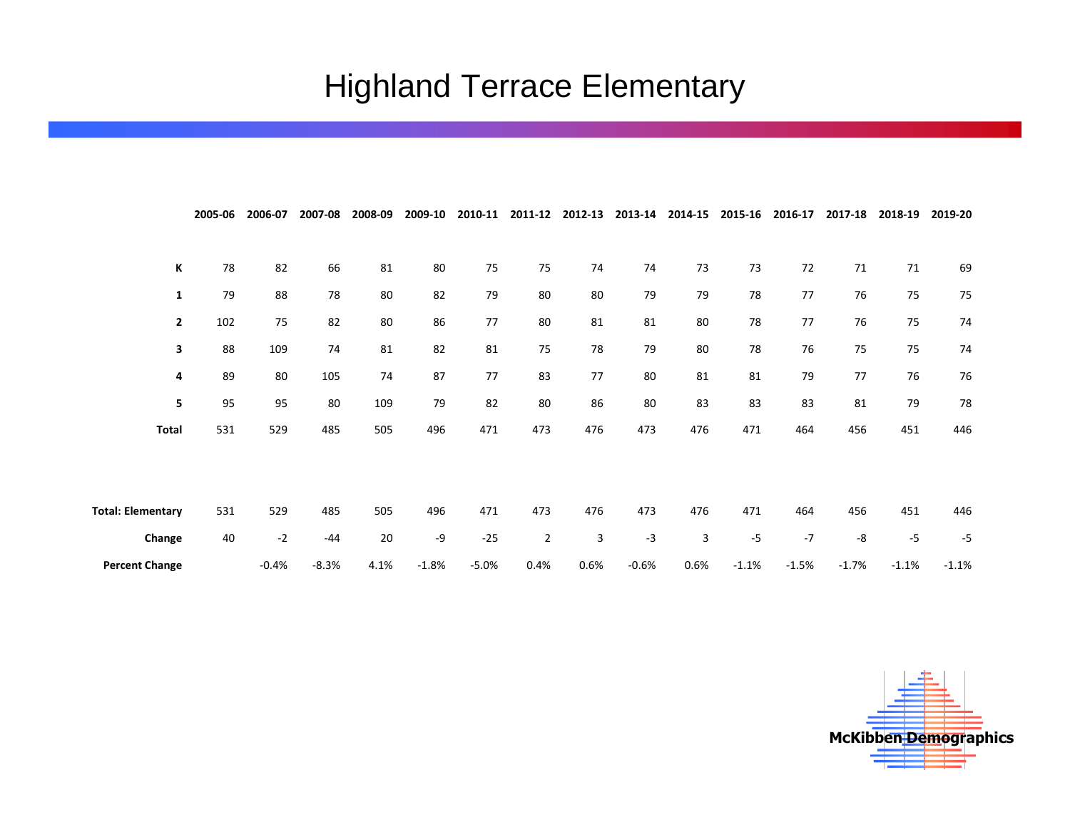# Highland Terrace Elementary

| | 2005-06 | 2006-07 | 2007-08 | 2008-09 | 2009-10 | 2010-11 | 2011-12 | 2012-13 | 2013-14 | 2014-15 | 2015-16 | 2016-17 | 2017-18 | 2018-19 | 2019-20 |
|---|---|---|---|---|---|---|---|---|---|---|---|---|---|---|---|
| **K** | 78 | 82 | 66 | 81 | 80 | 75 | 75 | 74 | 74 | 73 | 73 | 72 | 71 | 71 | 69 |
| **1** | 79 | 88 | 78 | 80 | 82 | 79 | 80 | 80 | 79 | 79 | 78 | 77 | 76 | 75 | 75 |
| **2** | 102 | 75 | 82 | 80 | 86 | 77 | 80 | 81 | 81 | 80 | 78 | 77 | 76 | 75 | 74 |
| **3** | 88 | 109 | 74 | 81 | 82 | 81 | 75 | 78 | 79 | 80 | 78 | 76 | 75 | 75 | 74 |
| **4** | 89 | 80 | 105 | 74 | 87 | 77 | 83 | 77 | 80 | 81 | 81 | 79 | 77 | 76 | 76 |
| **5** | 95 | 95 | 80 | 109 | 79 | 82 | 80 | 86 | 80 | 83 | 83 | 83 | 81 | 79 | 78 |
| **Total** | 531 | 529 | 485 | 505 | 496 | 471 | 473 | 476 | 473 | 476 | 471 | 464 | 456 | 451 | 446 |
| | | | | | | | | | | | | | | | |
| **Total: Elementary** | 531 | 529 | 485 | 505 | 496 | 471 | 473 | 476 | 473 | 476 | 471 | 464 | 456 | 451 | 446 |
| **Change** | 40 | -2 | -44 | 20 | -9 | -25 | 2 | 3 | -3 | 3 | -5 | -7 | -8 | -5 | -5 |
| **Percent Change** | | -0.4% | -8.3% | 4.1% | -1.8% | -5.0% | 0.4% | 0.6% | -0.6% | 0.6% | -1.1% | -1.5% | -1.7% | -1.1% | -1.1% |

McKibben Demographics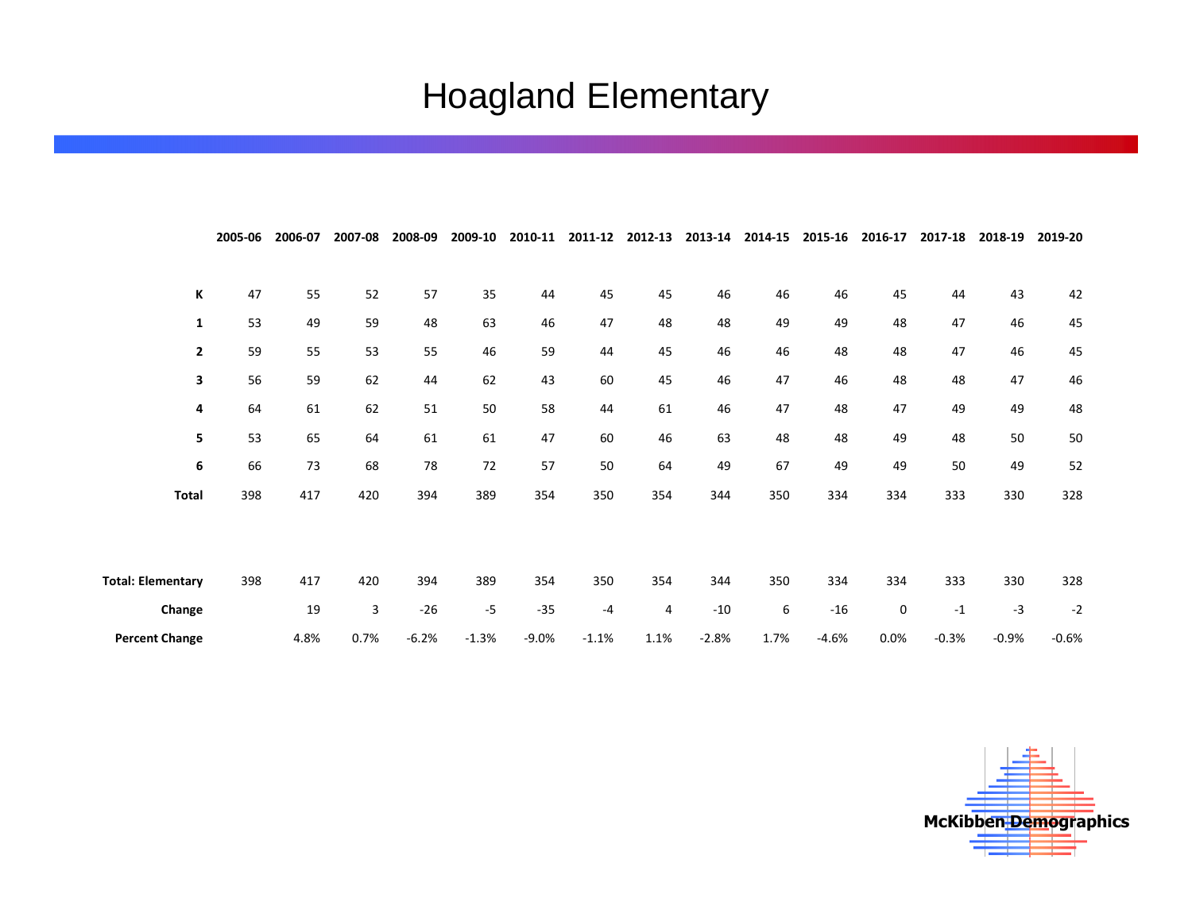# Hoagland Elementary

| | 2005-06 | 2006-07 | 2007-08 | 2008-09 | 2009-10 | 2010-11 | 2011-12 | 2012-13 | 2013-14 | 2014-15 | 2015-16 | 2016-17 | 2017-18 | 2018-19 | 2019-20 |
|---|---|---|---|---|---|---|---|---|---|---|---|---|---|---|---|
| **K** | 47 | 55 | 52 | 57 | 35 | 44 | 45 | 45 | 46 | 46 | 46 | 45 | 44 | 43 | 42 |
| **1** | 53 | 49 | 59 | 48 | 63 | 46 | 47 | 48 | 48 | 49 | 49 | 48 | 47 | 46 | 45 |
| **2** | 59 | 55 | 53 | 55 | 46 | 59 | 44 | 45 | 46 | 46 | 48 | 48 | 47 | 46 | 45 |
| **3** | 56 | 59 | 62 | 44 | 62 | 43 | 60 | 45 | 46 | 47 | 46 | 48 | 48 | 47 | 46 |
| **4** | 64 | 61 | 62 | 51 | 50 | 58 | 44 | 61 | 46 | 47 | 48 | 47 | 49 | 49 | 48 |
| **5** | 53 | 65 | 64 | 61 | 61 | 47 | 60 | 46 | 63 | 48 | 48 | 49 | 48 | 50 | 50 |
| **6** | 66 | 73 | 68 | 78 | 72 | 57 | 50 | 64 | 49 | 67 | 49 | 49 | 50 | 49 | 52 |
| **Total** | 398 | 417 | 420 | 394 | 389 | 354 | 350 | 354 | 344 | 350 | 334 | 334 | 333 | 330 | 328 |
| | | | | | | | | | | | | | | | |
| **Total: Elementary** | 398 | 417 | 420 | 394 | 389 | 354 | 350 | 354 | 344 | 350 | 334 | 334 | 333 | 330 | 328 |
| **Change** | | 19 | 3 | -26 | -5 | -35 | -4 | 4 | -10 | 6 | -16 | 0 | -1 | -3 | -2 |
| **Percent Change** | | 4.8% | 0.7% | -6.2% | -1.3% | -9.0% | -1.1% | 1.1% | -2.8% | 1.7% | -4.6% | 0.0% | -0.3% | -0.9% | -0.6% |

**McKibben Demographics**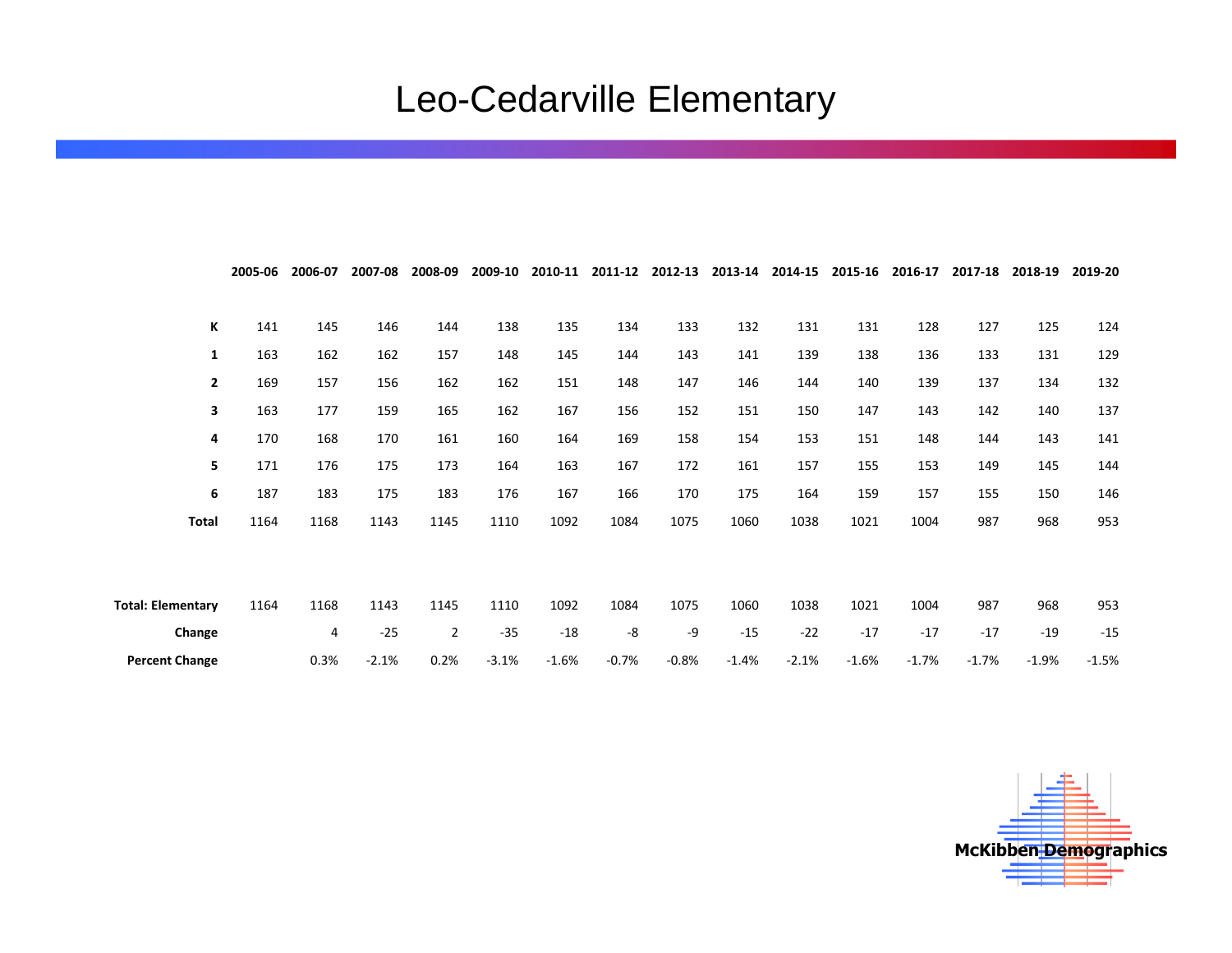# Leo-Cedarville Elementary

| | 2005-06 | 2006-07 | 2007-08 | 2008-09 | 2009-10 | 2010-11 | 2011-12 | 2012-13 | 2013-14 | 2014-15 | 2015-16 | 2016-17 | 2017-18 | 2018-19 | 2019-20 |
|---|---|---|---|---|---|---|---|---|---|---|---|---|---|---|---|
| **K** | 141 | 145 | 146 | 144 | 138 | 135 | 134 | 133 | 132 | 131 | 131 | 128 | 127 | 125 | 124 |
| **1** | 163 | 162 | 162 | 157 | 148 | 145 | 144 | 143 | 141 | 139 | 138 | 136 | 133 | 131 | 129 |
| **2** | 169 | 157 | 156 | 162 | 162 | 151 | 148 | 147 | 146 | 144 | 140 | 139 | 137 | 134 | 132 |
| **3** | 163 | 177 | 159 | 165 | 162 | 167 | 156 | 152 | 151 | 150 | 147 | 143 | 142 | 140 | 137 |
| **4** | 170 | 168 | 170 | 161 | 160 | 164 | 169 | 158 | 154 | 153 | 151 | 148 | 144 | 143 | 141 |
| **5** | 171 | 176 | 175 | 173 | 164 | 163 | 167 | 172 | 161 | 157 | 155 | 153 | 149 | 145 | 144 |
| **6** | 187 | 183 | 175 | 183 | 176 | 167 | 166 | 170 | 175 | 164 | 159 | 157 | 155 | 150 | 146 |
| **Total** | 1164 | 1168 | 1143 | 1145 | 1110 | 1092 | 1084 | 1075 | 1060 | 1038 | 1021 | 1004 | 987 | 968 | 953 |
| | | | | | | | | | | | | | | | |
| **Total: Elementary** | 1164 | 1168 | 1143 | 1145 | 1110 | 1092 | 1084 | 1075 | 1060 | 1038 | 1021 | 1004 | 987 | 968 | 953 |
| **Change** | | 4 | -25 | 2 | -35 | -18 | -8 | -9 | -15 | -22 | -17 | -17 | -17 | -19 | -15 |
| **Percent Change** | | 0.3% | -2.1% | 0.2% | -3.1% | -1.6% | -0.7% | -0.8% | -1.4% | -2.1% | -1.6% | -1.7% | -1.7% | -1.9% | -1.5% |

McKibben Demographics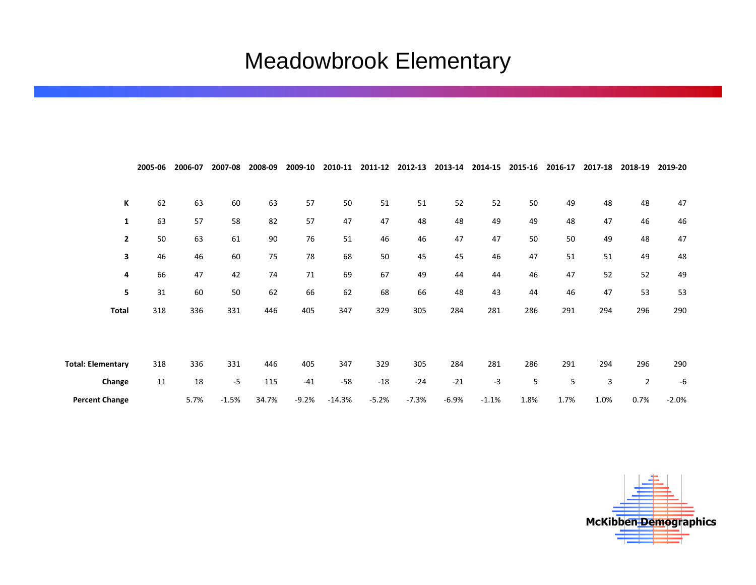# Meadowbrook Elementary

| | 2005-06 | 2006-07 | 2007-08 | 2008-09 | 2009-10 | 2010-11 | 2011-12 | 2012-13 | 2013-14 | 2014-15 | 2015-16 | 2016-17 | 2017-18 | 2018-19 | 2019-20 |
|---|---|---|---|---|---|---|---|---|---|---|---|---|---|---|---|
| **K** | 62 | 63 | 60 | 63 | 57 | 50 | 51 | 51 | 52 | 52 | 50 | 49 | 48 | 48 | 47 |
| **1** | 63 | 57 | 58 | 82 | 57 | 47 | 47 | 48 | 48 | 49 | 49 | 48 | 47 | 46 | 46 |
| **2** | 50 | 63 | 61 | 90 | 76 | 51 | 46 | 46 | 47 | 47 | 50 | 50 | 49 | 48 | 47 |
| **3** | 46 | 46 | 60 | 75 | 78 | 68 | 50 | 45 | 45 | 46 | 47 | 51 | 51 | 49 | 48 |
| **4** | 66 | 47 | 42 | 74 | 71 | 69 | 67 | 49 | 44 | 44 | 46 | 47 | 52 | 52 | 49 |
| **5** | 31 | 60 | 50 | 62 | 66 | 62 | 68 | 66 | 48 | 43 | 44 | 46 | 47 | 53 | 53 |
| **Total** | 318 | 336 | 331 | 446 | 405 | 347 | 329 | 305 | 284 | 281 | 286 | 291 | 294 | 296 | 290 |
| | | | | | | | | | | | | | | | |
| **Total: Elementary** | 318 | 336 | 331 | 446 | 405 | 347 | 329 | 305 | 284 | 281 | 286 | 291 | 294 | 296 | 290 |
| **Change** | 11 | 18 | -5 | 115 | -41 | -58 | -18 | -24 | -21 | -3 | 5 | 5 | 3 | 2 | -6 |
| **Percent Change** | | 5.7% | -1.5% | 34.7% | -9.2% | -14.3% | -5.2% | -7.3% | -6.9% | -1.1% | 1.8% | 1.7% | 1.0% | 0.7% | -2.0% |

**McKibben Demographics**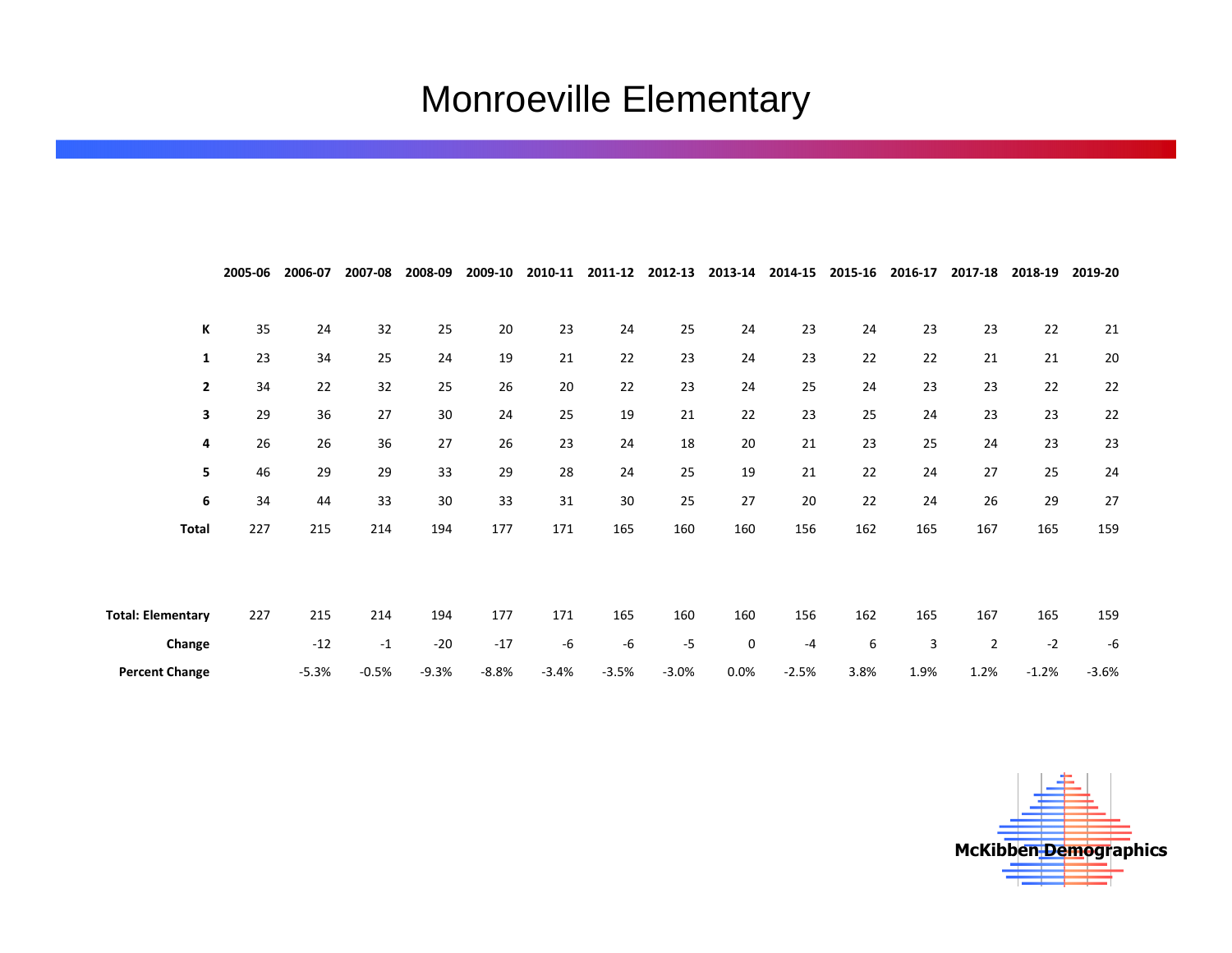# Monroeville Elementary

| | 2005-06 | 2006-07 | 2007-08 | 2008-09 | 2009-10 | 2010-11 | 2011-12 | 2012-13 | 2013-14 | 2014-15 | 2015-16 | 2016-17 | 2017-18 | 2018-19 | 2019-20 |
|---|---|---|---|---|---|---|---|---|---|---|---|---|---|---|---|
| **K** | 35 | 24 | 32 | 25 | 20 | 23 | 24 | 25 | 24 | 23 | 24 | 23 | 23 | 22 | 21 |
| **1** | 23 | 34 | 25 | 24 | 19 | 21 | 22 | 23 | 24 | 23 | 22 | 22 | 21 | 21 | 20 |
| **2** | 34 | 22 | 32 | 25 | 26 | 20 | 22 | 23 | 24 | 25 | 24 | 23 | 23 | 22 | 22 |
| **3** | 29 | 36 | 27 | 30 | 24 | 25 | 19 | 21 | 22 | 23 | 25 | 24 | 23 | 23 | 22 |
| **4** | 26 | 26 | 36 | 27 | 26 | 23 | 24 | 18 | 20 | 21 | 23 | 25 | 24 | 23 | 23 |
| **5** | 46 | 29 | 29 | 33 | 29 | 28 | 24 | 25 | 19 | 21 | 22 | 24 | 27 | 25 | 24 |
| **6** | 34 | 44 | 33 | 30 | 33 | 31 | 30 | 25 | 27 | 20 | 22 | 24 | 26 | 29 | 27 |
| **Total** | 227 | 215 | 214 | 194 | 177 | 171 | 165 | 160 | 160 | 156 | 162 | 165 | 167 | 165 | 159 |
| | | | | | | | | | | | | | | | |
| **Total: Elementary** | 227 | 215 | 214 | 194 | 177 | 171 | 165 | 160 | 160 | 156 | 162 | 165 | 167 | 165 | 159 |
| **Change** | | -12 | -1 | -20 | -17 | -6 | -6 | -5 | 0 | -4 | 6 | 3 | 2 | -2 | -6 |
| **Percent Change** | | -5.3% | -0.5% | -9.3% | -8.8% | -3.4% | -3.5% | -3.0% | 0.0% | -2.5% | 3.8% | 1.9% | 1.2% | -1.2% | -3.6% |

McKibben Demographics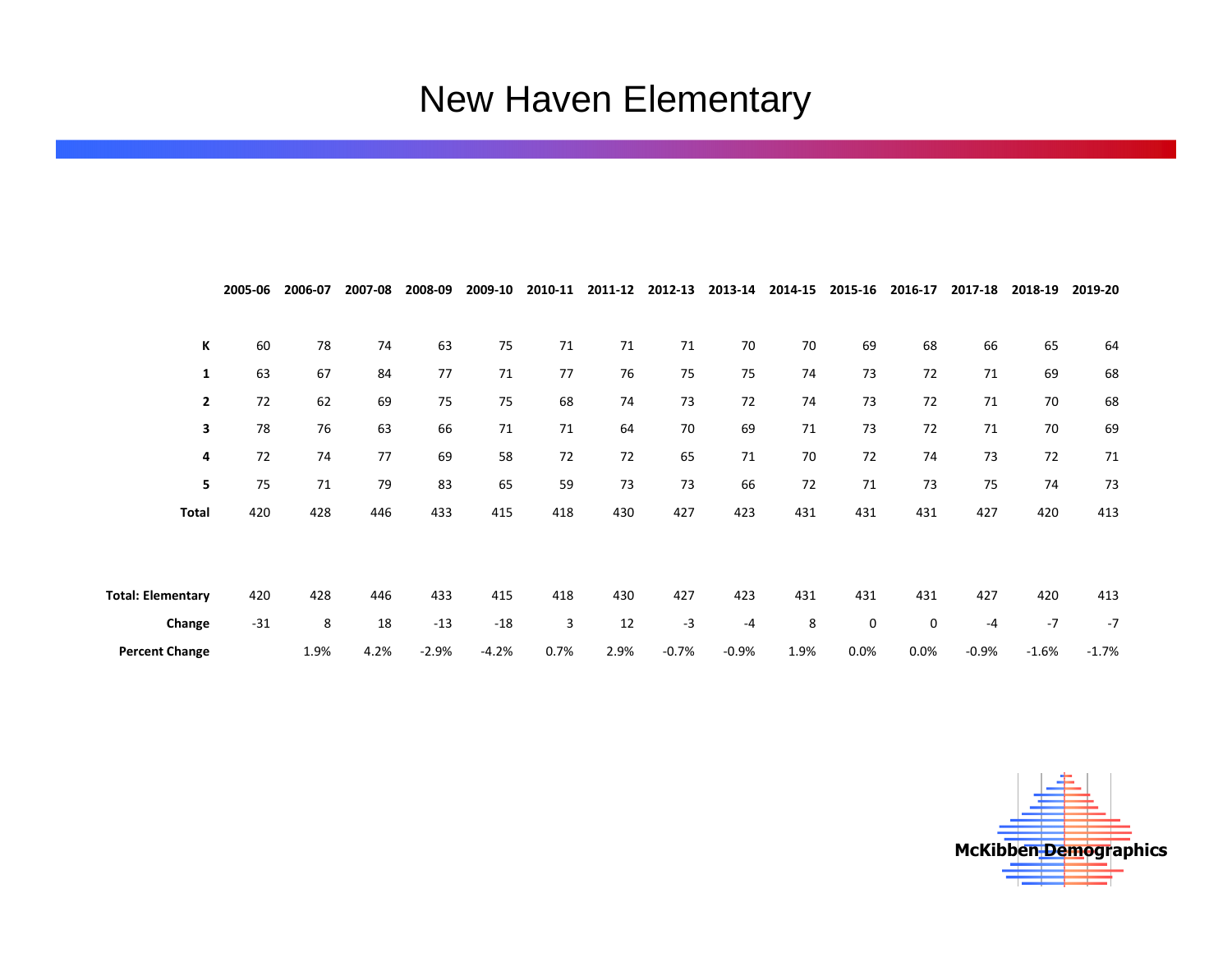# New Haven Elementary

| | 2005-06 | 2006-07 | 2007-08 | 2008-09 | 2009-10 | 2010-11 | 2011-12 | 2012-13 | 2013-14 | 2014-15 | 2015-16 | 2016-17 | 2017-18 | 2018-19 | 2019-20 |
|---|---|---|---|---|---|---|---|---|---|---|---|---|---|---|---|
| **K** | 60 | 78 | 74 | 63 | 75 | 71 | 71 | 71 | 70 | 70 | 69 | 68 | 66 | 65 | 64 |
| **1** | 63 | 67 | 84 | 77 | 71 | 77 | 76 | 75 | 75 | 74 | 73 | 72 | 71 | 69 | 68 |
| **2** | 72 | 62 | 69 | 75 | 75 | 68 | 74 | 73 | 72 | 74 | 73 | 72 | 71 | 70 | 68 |
| **3** | 78 | 76 | 63 | 66 | 71 | 71 | 64 | 70 | 69 | 71 | 73 | 72 | 71 | 70 | 69 |
| **4** | 72 | 74 | 77 | 69 | 58 | 72 | 72 | 65 | 71 | 70 | 72 | 74 | 73 | 72 | 71 |
| **5** | 75 | 71 | 79 | 83 | 65 | 59 | 73 | 73 | 66 | 72 | 71 | 73 | 75 | 74 | 73 |
| **Total** | 420 | 428 | 446 | 433 | 415 | 418 | 430 | 427 | 423 | 431 | 431 | 431 | 427 | 420 | 413 |
| | | | | | | | | | | | | | | | |
| **Total: Elementary** | 420 | 428 | 446 | 433 | 415 | 418 | 430 | 427 | 423 | 431 | 431 | 431 | 427 | 420 | 413 |
| **Change** | -31 | 8 | 18 | -13 | -18 | 3 | 12 | -3 | -4 | 8 | 0 | 0 | -4 | -7 | -7 |
| **Percent Change** | | 1.9% | 4.2% | -2.9% | -4.2% | 0.7% | 2.9% | -0.7% | -0.9% | 1.9% | 0.0% | 0.0% | -0.9% | -1.6% | -1.7% |

**McKibben Demographics**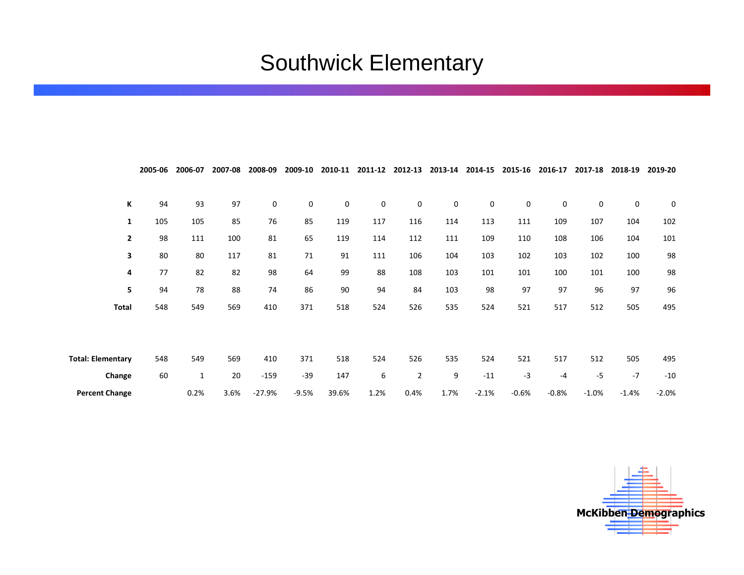# Southwick Elementary

| | 2005-06 | 2006-07 | 2007-08 | 2008-09 | 2009-10 | 2010-11 | 2011-12 | 2012-13 | 2013-14 | 2014-15 | 2015-16 | 2016-17 | 2017-18 | 2018-19 | 2019-20 |
|---|---|---|---|---|---|---|---|---|---|---|---|---|---|---|---|
| **K** | 94 | 93 | 97 | 0 | 0 | 0 | 0 | 0 | 0 | 0 | 0 | 0 | 0 | 0 | 0 |
| **1** | 105 | 105 | 85 | 76 | 85 | 119 | 117 | 116 | 114 | 113 | 111 | 109 | 107 | 104 | 102 |
| **2** | 98 | 111 | 100 | 81 | 65 | 119 | 114 | 112 | 111 | 109 | 110 | 108 | 106 | 104 | 101 |
| **3** | 80 | 80 | 117 | 81 | 71 | 91 | 111 | 106 | 104 | 103 | 102 | 103 | 102 | 100 | 98 |
| **4** | 77 | 82 | 82 | 98 | 64 | 99 | 88 | 108 | 103 | 101 | 101 | 100 | 101 | 100 | 98 |
| **5** | 94 | 78 | 88 | 74 | 86 | 90 | 94 | 84 | 103 | 98 | 97 | 97 | 96 | 97 | 96 |
| **Total** | 548 | 549 | 569 | 410 | 371 | 518 | 524 | 526 | 535 | 524 | 521 | 517 | 512 | 505 | 495 |
| | | | | | | | | | | | | | | | |
| **Total: Elementary** | 548 | 549 | 569 | 410 | 371 | 518 | 524 | 526 | 535 | 524 | 521 | 517 | 512 | 505 | 495 |
| **Change** | 60 | 1 | 20 | -159 | -39 | 147 | 6 | 2 | 9 | -11 | -3 | -4 | -5 | -7 | -10 |
| **Percent Change** | | 0.2% | 3.6% | -27.9% | -9.5% | 39.6% | 1.2% | 0.4% | 1.7% | -2.1% | -0.6% | -0.8% | -1.0% | -1.4% | -2.0% |

McKibben Demographics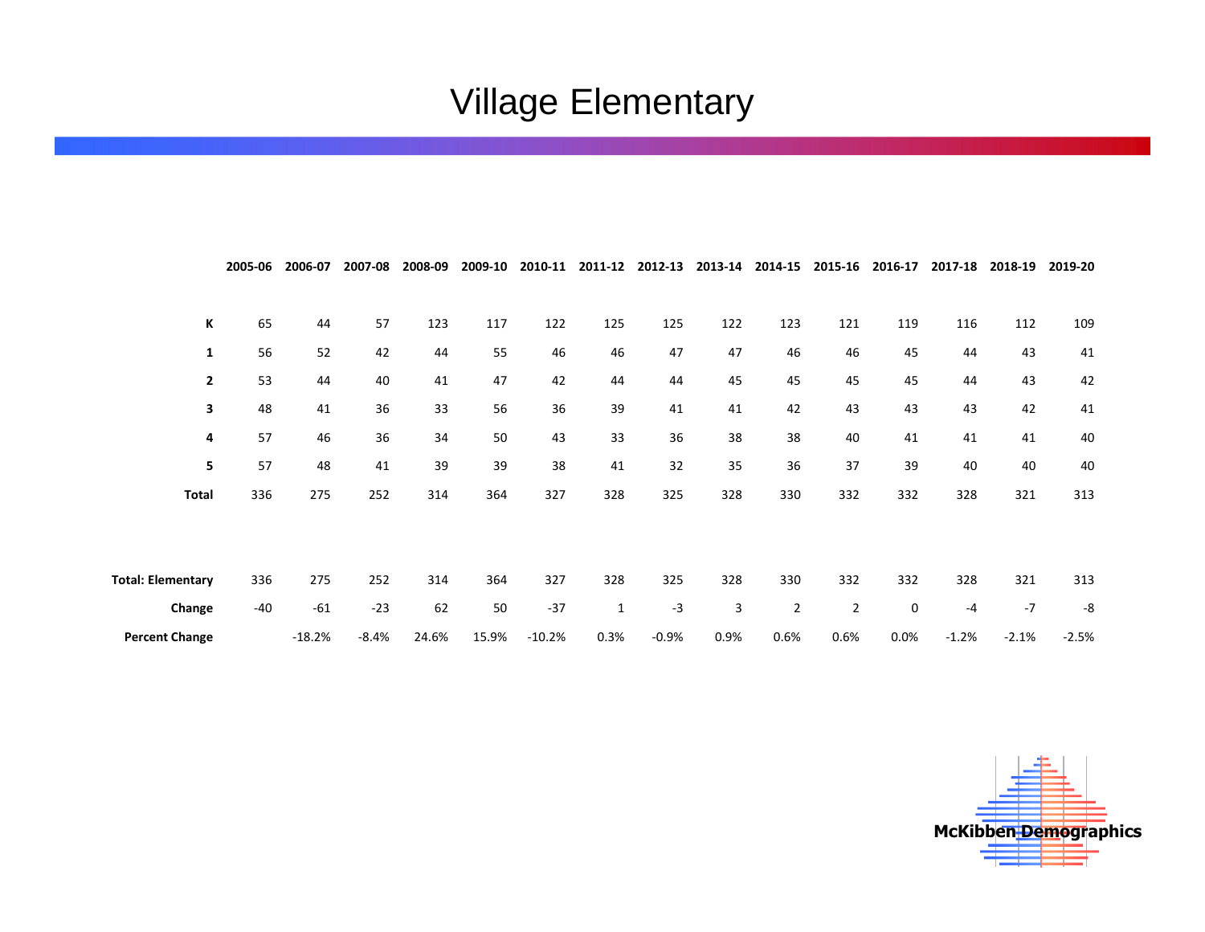# Village Elementary

| | 2005-06 | 2006-07 | 2007-08 | 2008-09 | 2009-10 | 2010-11 | 2011-12 | 2012-13 | 2013-14 | 2014-15 | 2015-16 | 2016-17 | 2017-18 | 2018-19 | 2019-20 |
|---|---|---|---|---|---|---|---|---|---|---|---|---|---|---|---|
| **K** | 65 | 44 | 57 | 123 | 117 | 122 | 125 | 125 | 122 | 123 | 121 | 119 | 116 | 112 | 109 |
| **1** | 56 | 52 | 42 | 44 | 55 | 46 | 46 | 47 | 47 | 46 | 46 | 45 | 44 | 43 | 41 |
| **2** | 53 | 44 | 40 | 41 | 47 | 42 | 44 | 44 | 45 | 45 | 45 | 45 | 44 | 43 | 42 |
| **3** | 48 | 41 | 36 | 33 | 56 | 36 | 39 | 41 | 41 | 42 | 43 | 43 | 43 | 42 | 41 |
| **4** | 57 | 46 | 36 | 34 | 50 | 43 | 33 | 36 | 38 | 38 | 40 | 41 | 41 | 41 | 40 |
| **5** | 57 | 48 | 41 | 39 | 39 | 38 | 41 | 32 | 35 | 36 | 37 | 39 | 40 | 40 | 40 |
| **Total** | 336 | 275 | 252 | 314 | 364 | 327 | 328 | 325 | 328 | 330 | 332 | 332 | 328 | 321 | 313 |
| | | | | | | | | | | | | | | | |
| **Total: Elementary** | 336 | 275 | 252 | 314 | 364 | 327 | 328 | 325 | 328 | 330 | 332 | 332 | 328 | 321 | 313 |
| **Change** | -40 | -61 | -23 | 62 | 50 | -37 | 1 | -3 | 3 | 2 | 2 | 0 | -4 | -7 | -8 |
| **Percent Change** | | -18.2% | -8.4% | 24.6% | 15.9% | -10.2% | 0.3% | -0.9% | 0.9% | 0.6% | 0.6% | 0.0% | -1.2% | -2.1% | -2.5% |

McKibben Demographics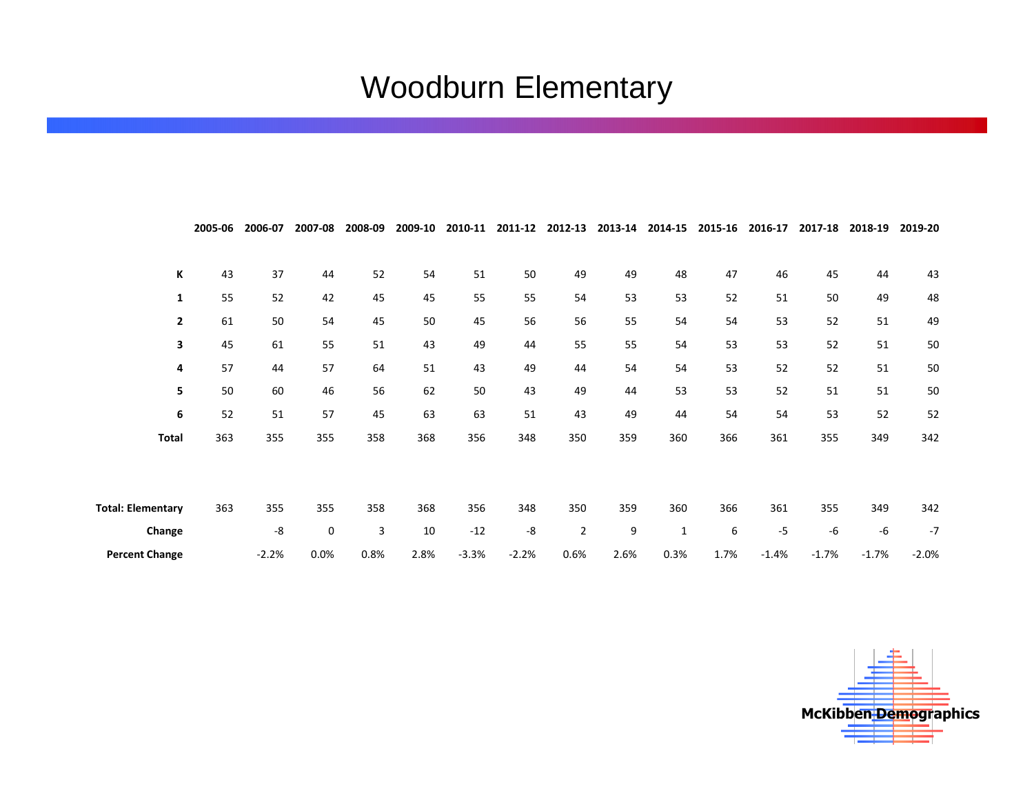# Woodburn Elementary

| | 2005-06 | 2006-07 | 2007-08 | 2008-09 | 2009-10 | 2010-11 | 2011-12 | 2012-13 | 2013-14 | 2014-15 | 2015-16 | 2016-17 | 2017-18 | 2018-19 | 2019-20 |
|---|---|---|---|---|---|---|---|---|---|---|---|---|---|---|---|
| **K** | 43 | 37 | 44 | 52 | 54 | 51 | 50 | 49 | 49 | 48 | 47 | 46 | 45 | 44 | 43 |
| **1** | 55 | 52 | 42 | 45 | 45 | 55 | 55 | 54 | 53 | 53 | 52 | 51 | 50 | 49 | 48 |
| **2** | 61 | 50 | 54 | 45 | 50 | 45 | 56 | 56 | 55 | 54 | 54 | 53 | 52 | 51 | 49 |
| **3** | 45 | 61 | 55 | 51 | 43 | 49 | 44 | 55 | 55 | 54 | 53 | 53 | 52 | 51 | 50 |
| **4** | 57 | 44 | 57 | 64 | 51 | 43 | 49 | 44 | 54 | 54 | 53 | 52 | 52 | 51 | 50 |
| **5** | 50 | 60 | 46 | 56 | 62 | 50 | 43 | 49 | 44 | 53 | 53 | 52 | 51 | 51 | 50 |
| **6** | 52 | 51 | 57 | 45 | 63 | 63 | 51 | 43 | 49 | 44 | 54 | 54 | 53 | 52 | 52 |
| **Total** | 363 | 355 | 355 | 358 | 368 | 356 | 348 | 350 | 359 | 360 | 366 | 361 | 355 | 349 | 342 |
| | | | | | | | | | | | | | | | |
| **Total: Elementary** | 363 | 355 | 355 | 358 | 368 | 356 | 348 | 350 | 359 | 360 | 366 | 361 | 355 | 349 | 342 |
| **Change** | | -8 | 0 | 3 | 10 | -12 | -8 | 2 | 9 | 1 | 6 | -5 | -6 | -6 | -7 |
| **Percent Change** | | -2.2% | 0.0% | 0.8% | 2.8% | -3.3% | -2.2% | 0.6% | 2.6% | 0.3% | 1.7% | -1.4% | -1.7% | -1.7% | -2.0% |

McKibben Demographics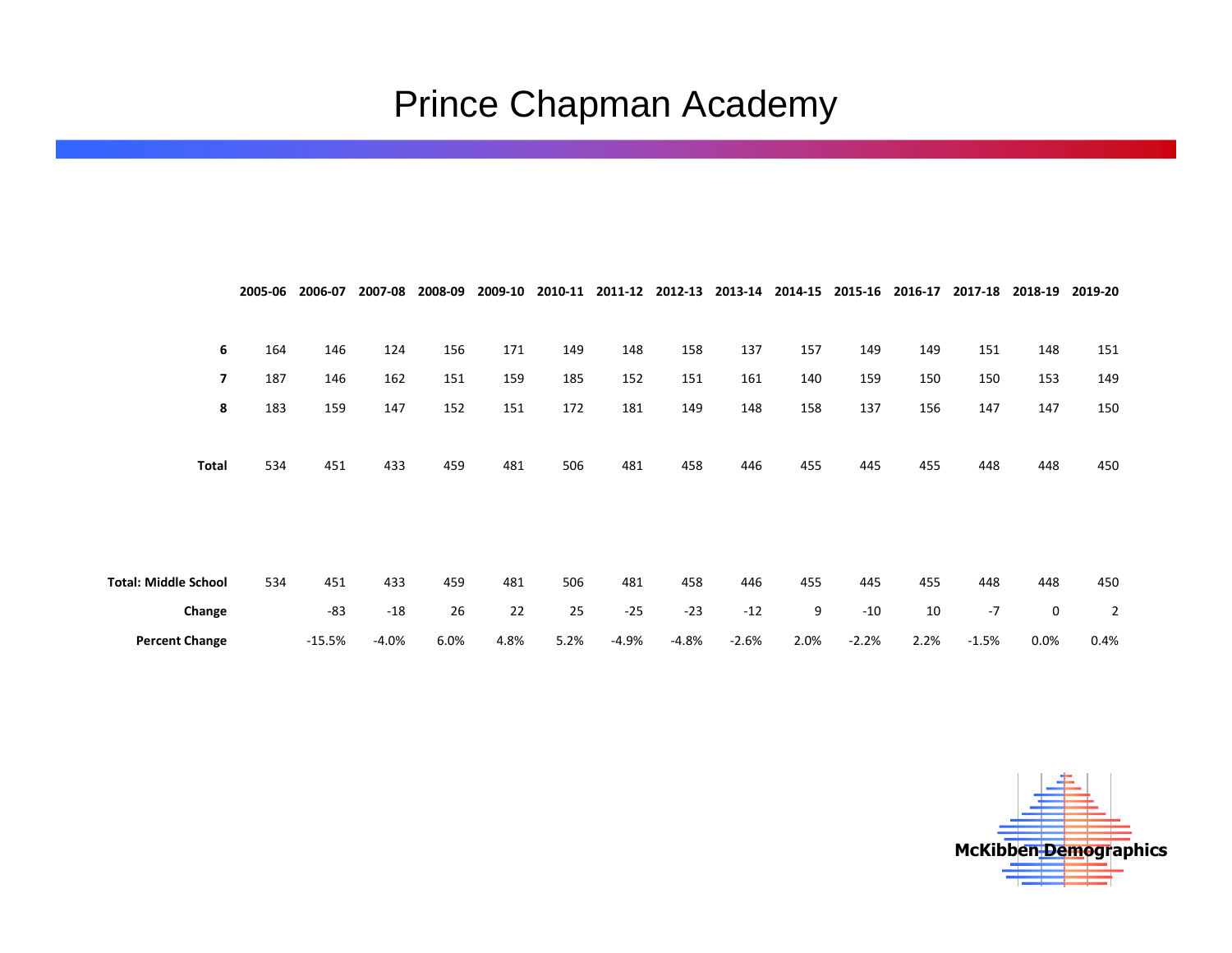# Prince Chapman Academy

| | 2005-06 | 2006-07 | 2007-08 | 2008-09 | 2009-10 | 2010-11 | 2011-12 | 2012-13 | 2013-14 | 2014-15 | 2015-16 | 2016-17 | 2017-18 | 2018-19 | 2019-20 |
|---|---|---|---|---|---|---|---|---|---|---|---|---|---|---|---|
| **6** | 164 | 146 | 124 | 156 | 171 | 149 | 148 | 158 | 137 | 157 | 149 | 149 | 151 | 148 | 151 |
| **7** | 187 | 146 | 162 | 151 | 159 | 185 | 152 | 151 | 161 | 140 | 159 | 150 | 150 | 153 | 149 |
| **8** | 183 | 159 | 147 | 152 | 151 | 172 | 181 | 149 | 148 | 158 | 137 | 156 | 147 | 147 | 150 |
| **Total** | 534 | 451 | 433 | 459 | 481 | 506 | 481 | 458 | 446 | 455 | 445 | 455 | 448 | 448 | 450 |
| **Total: Middle School** | 534 | 451 | 433 | 459 | 481 | 506 | 481 | 458 | 446 | 455 | 445 | 455 | 448 | 448 | 450 |
| **Change** | | -83 | -18 | 26 | 22 | 25 | -25 | -23 | -12 | 9 | -10 | 10 | -7 | 0 | 2 |
| **Percent Change** | | -15.5% | -4.0% | 6.0% | 4.8% | 5.2% | -4.9% | -4.8% | -2.6% | 2.0% | -2.2% | 2.2% | -1.5% | 0.0% | 0.4% |

**McKibben Demographics**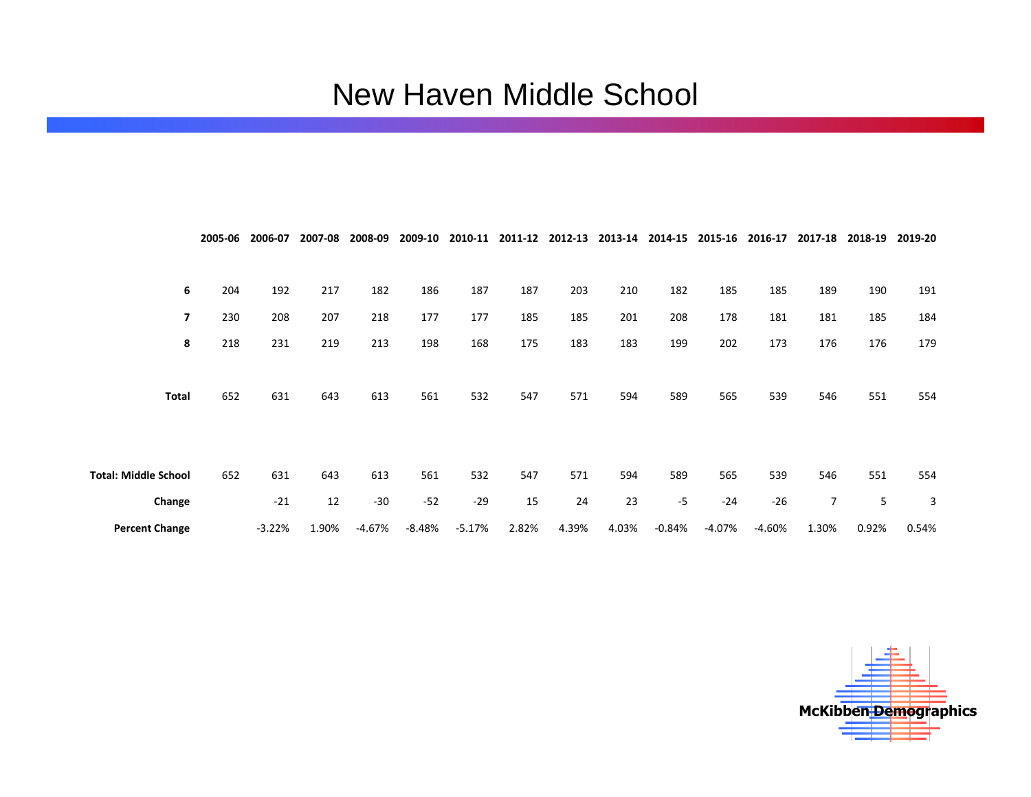# New Haven Middle School

| | 2005-06 | 2006-07 | 2007-08 | 2008-09 | 2009-10 | 2010-11 | 2011-12 | 2012-13 | 2013-14 | 2014-15 | 2015-16 | 2016-17 | 2017-18 | 2018-19 | 2019-20 |
|---|---|---|---|---|---|---|---|---|---|---|---|---|---|---|---|
| **6** | 204 | 192 | 217 | 182 | 186 | 187 | 187 | 203 | 210 | 182 | 185 | 185 | 189 | 190 | 191 |
| **7** | 230 | 208 | 207 | 218 | 177 | 177 | 185 | 185 | 201 | 208 | 178 | 181 | 181 | 185 | 184 |
| **8** | 218 | 231 | 219 | 213 | 198 | 168 | 175 | 183 | 183 | 199 | 202 | 173 | 176 | 176 | 179 |
| **Total** | 652 | 631 | 643 | 613 | 561 | 532 | 547 | 571 | 594 | 589 | 565 | 539 | 546 | 551 | 554 |
| **Total: Middle School** | 652 | 631 | 643 | 613 | 561 | 532 | 547 | 571 | 594 | 589 | 565 | 539 | 546 | 551 | 554 |
| **Change** | | -21 | 12 | -30 | -52 | -29 | 15 | 24 | 23 | -5 | -24 | -26 | 7 | 5 | 3 |
| **Percent Change** | | -3.22% | 1.90% | -4.67% | -8.48% | -5.17% | 2.82% | 4.39% | 4.03% | -0.84% | -4.07% | -4.60% | 1.30% | 0.92% | 0.54% |

McKibben Demographics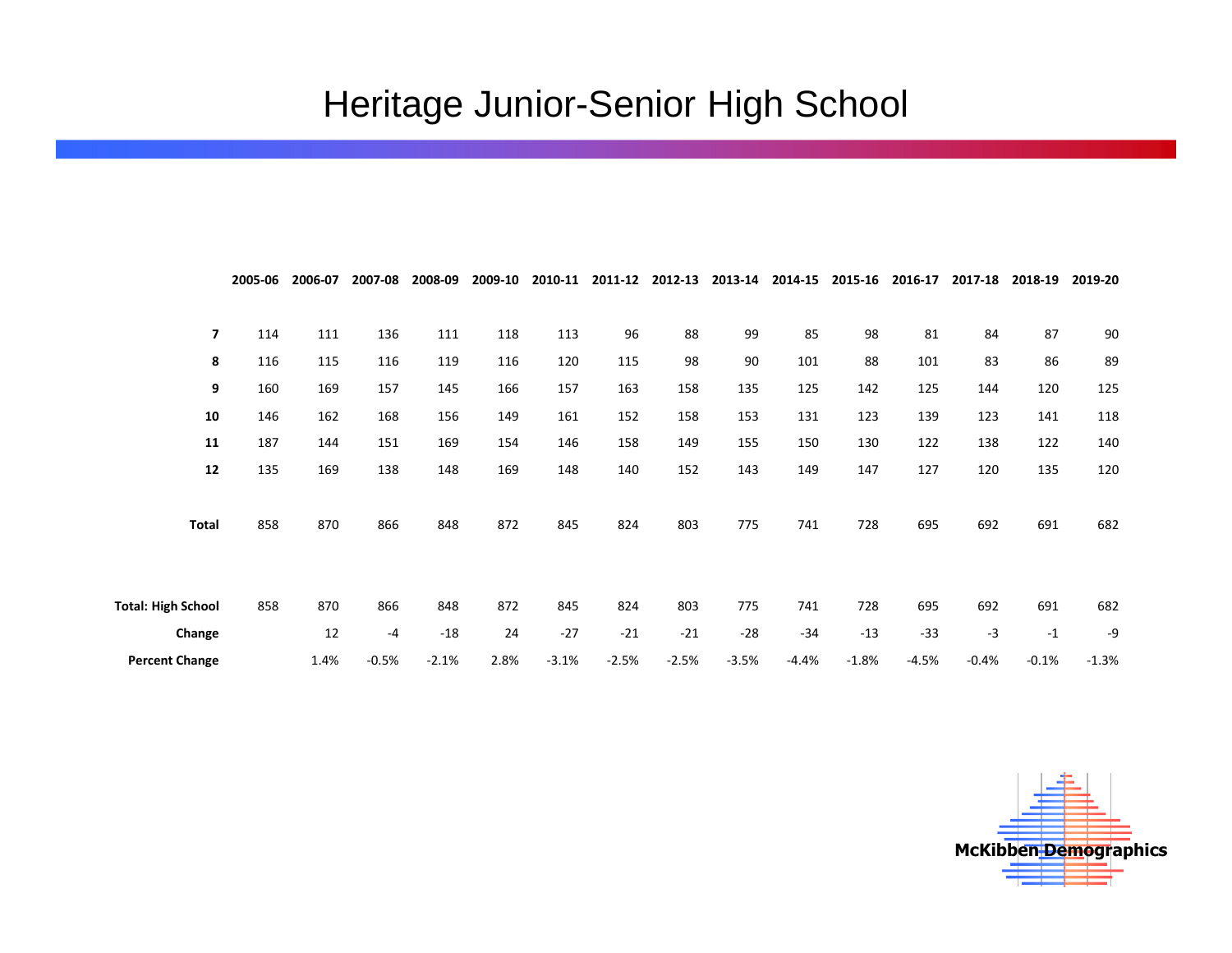# Heritage Junior-Senior High School

| | 2005-06 | 2006-07 | 2007-08 | 2008-09 | 2009-10 | 2010-11 | 2011-12 | 2012-13 | 2013-14 | 2014-15 | 2015-16 | 2016-17 | 2017-18 | 2018-19 | 2019-20 |
|---|---|---|---|---|---|---|---|---|---|---|---|---|---|---|---|
| **7** | 114 | 111 | 136 | 111 | 118 | 113 | 96 | 88 | 99 | 85 | 98 | 81 | 84 | 87 | 90 |
| **8** | 116 | 115 | 116 | 119 | 116 | 120 | 115 | 98 | 90 | 101 | 88 | 101 | 83 | 86 | 89 |
| **9** | 160 | 169 | 157 | 145 | 166 | 157 | 163 | 158 | 135 | 125 | 142 | 125 | 144 | 120 | 125 |
| **10** | 146 | 162 | 168 | 156 | 149 | 161 | 152 | 158 | 153 | 131 | 123 | 139 | 123 | 141 | 118 |
| **11** | 187 | 144 | 151 | 169 | 154 | 146 | 158 | 149 | 155 | 150 | 130 | 122 | 138 | 122 | 140 |
| **12** | 135 | 169 | 138 | 148 | 169 | 148 | 140 | 152 | 143 | 149 | 147 | 127 | 120 | 135 | 120 |
| **Total** | 858 | 870 | 866 | 848 | 872 | 845 | 824 | 803 | 775 | 741 | 728 | 695 | 692 | 691 | 682 |
| **Total: High School** | 858 | 870 | 866 | 848 | 872 | 845 | 824 | 803 | 775 | 741 | 728 | 695 | 692 | 691 | 682 |
| **Change** | | 12 | -4 | -18 | 24 | -27 | -21 | -21 | -28 | -34 | -13 | -33 | -3 | -1 | -9 |
| **Percent Change** | | 1.4% | -0.5% | -2.1% | 2.8% | -3.1% | -2.5% | -2.5% | -3.5% | -4.4% | -1.8% | -4.5% | -0.4% | -0.1% | -1.3% |

McKibben Demographics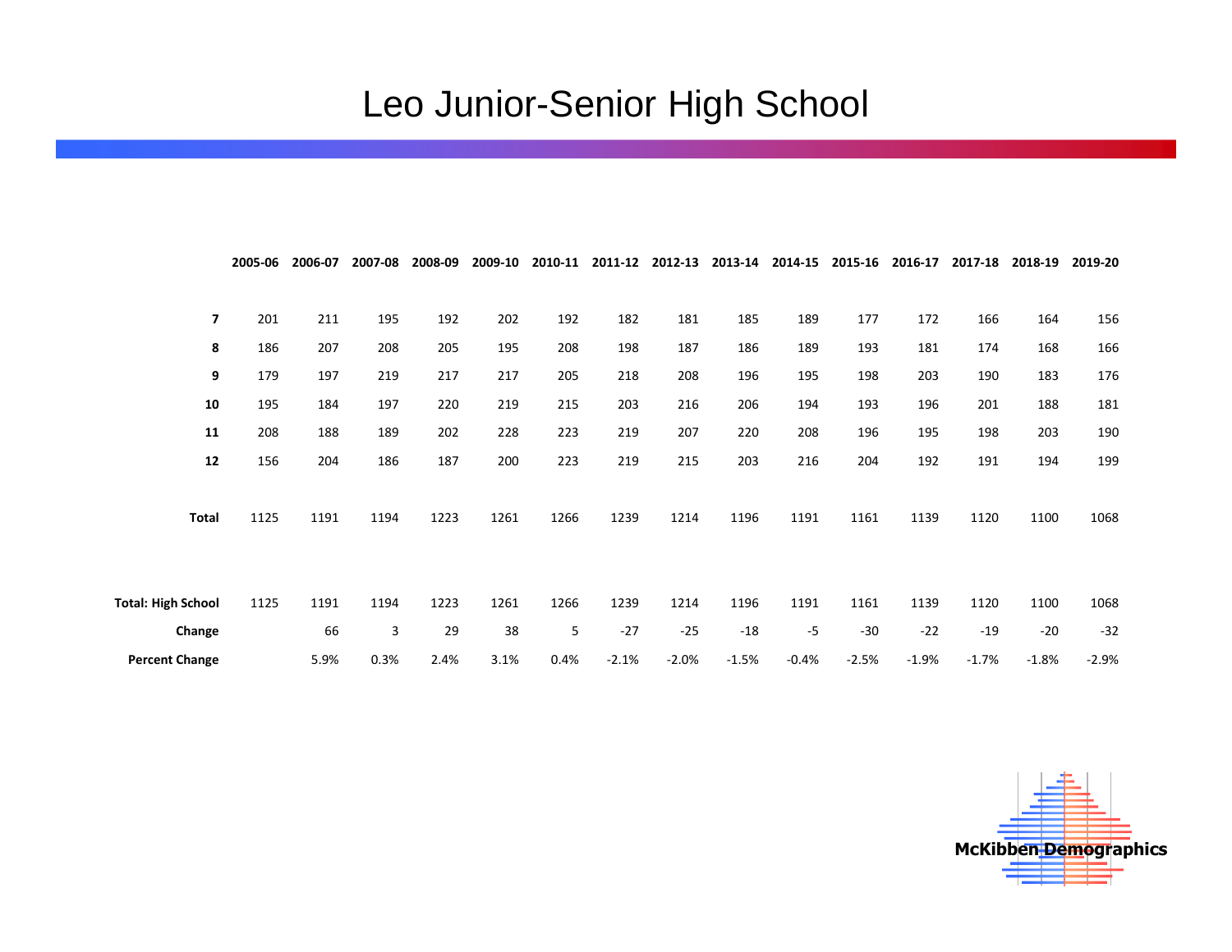# Leo Junior-Senior High School

| | 2005-06 | 2006-07 | 2007-08 | 2008-09 | 2009-10 | 2010-11 | 2011-12 | 2012-13 | 2013-14 | 2014-15 | 2015-16 | 2016-17 | 2017-18 | 2018-19 | 2019-20 |
|---|---|---|---|---|---|---|---|---|---|---|---|---|---|---|---|
| **7** | 201 | 211 | 195 | 192 | 202 | 192 | 182 | 181 | 185 | 189 | 177 | 172 | 166 | 164 | 156 |
| **8** | 186 | 207 | 208 | 205 | 195 | 208 | 198 | 187 | 186 | 189 | 193 | 181 | 174 | 168 | 166 |
| **9** | 179 | 197 | 219 | 217 | 217 | 205 | 218 | 208 | 196 | 195 | 198 | 203 | 190 | 183 | 176 |
| **10** | 195 | 184 | 197 | 220 | 219 | 215 | 203 | 216 | 206 | 194 | 193 | 196 | 201 | 188 | 181 |
| **11** | 208 | 188 | 189 | 202 | 228 | 223 | 219 | 207 | 220 | 208 | 196 | 195 | 198 | 203 | 190 |
| **12** | 156 | 204 | 186 | 187 | 200 | 223 | 219 | 215 | 203 | 216 | 204 | 192 | 191 | 194 | 199 |
| **Total** | 1125 | 1191 | 1194 | 1223 | 1261 | 1266 | 1239 | 1214 | 1196 | 1191 | 1161 | 1139 | 1120 | 1100 | 1068 |
| **Total: High School** | 1125 | 1191 | 1194 | 1223 | 1261 | 1266 | 1239 | 1214 | 1196 | 1191 | 1161 | 1139 | 1120 | 1100 | 1068 |
| **Change** | | 66 | 3 | 29 | 38 | 5 | -27 | -25 | -18 | -5 | -30 | -22 | -19 | -20 | -32 |
| **Percent Change** | | 5.9% | 0.3% | 2.4% | 3.1% | 0.4% | -2.1% | -2.0% | -1.5% | -0.4% | -2.5% | -1.9% | -1.7% | -1.8% | -2.9% |

McKibben Demographics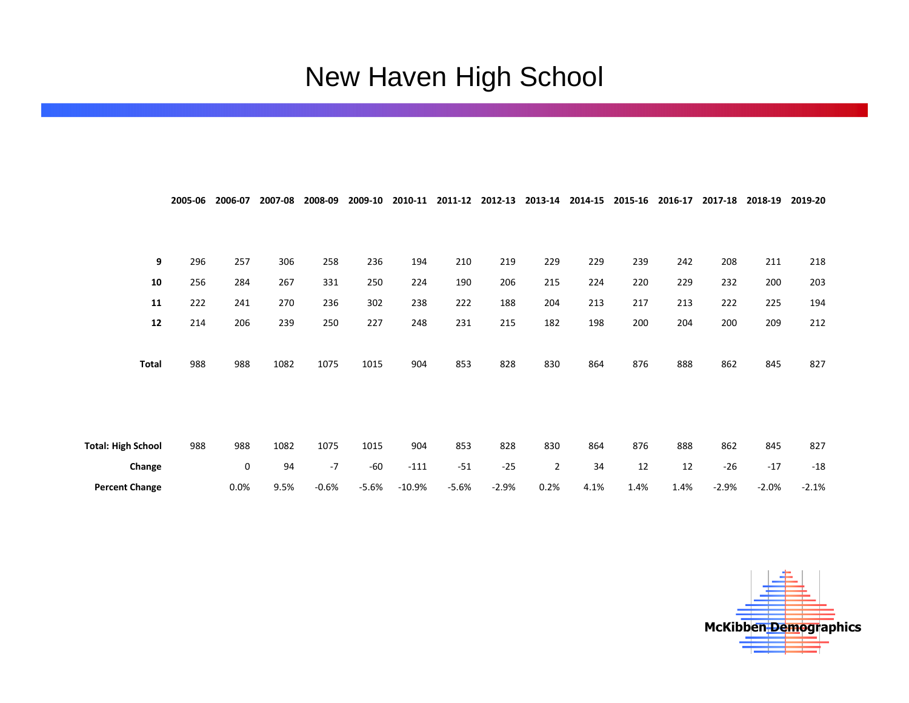# New Haven High School

| | 2005-06 | 2006-07 | 2007-08 | 2008-09 | 2009-10 | 2010-11 | 2011-12 | 2012-13 | 2013-14 | 2014-15 | 2015-16 | 2016-17 | 2017-18 | 2018-19 | 2019-20 |
|---|---|---|---|---|---|---|---|---|---|---|---|---|---|---|---|
| **9** | 296 | 257 | 306 | 258 | 236 | 194 | 210 | 219 | 229 | 229 | 239 | 242 | 208 | 211 | 218 |
| **10** | 256 | 284 | 267 | 331 | 250 | 224 | 190 | 206 | 215 | 224 | 220 | 229 | 232 | 200 | 203 |
| **11** | 222 | 241 | 270 | 236 | 302 | 238 | 222 | 188 | 204 | 213 | 217 | 213 | 222 | 225 | 194 |
| **12** | 214 | 206 | 239 | 250 | 227 | 248 | 231 | 215 | 182 | 198 | 200 | 204 | 200 | 209 | 212 |
| **Total** | 988 | 988 | 1082 | 1075 | 1015 | 904 | 853 | 828 | 830 | 864 | 876 | 888 | 862 | 845 | 827 |
| **Total: High School** | 988 | 988 | 1082 | 1075 | 1015 | 904 | 853 | 828 | 830 | 864 | 876 | 888 | 862 | 845 | 827 |
| **Change** | | 0 | 94 | -7 | -60 | -111 | -51 | -25 | 2 | 34 | 12 | 12 | -26 | -17 | -18 |
| **Percent Change** | | 0.0% | 9.5% | -0.6% | -5.6% | -10.9% | -5.6% | -2.9% | 0.2% | 4.1% | 1.4% | 1.4% | -2.9% | -2.0% | -2.1% |

McKibben Demographics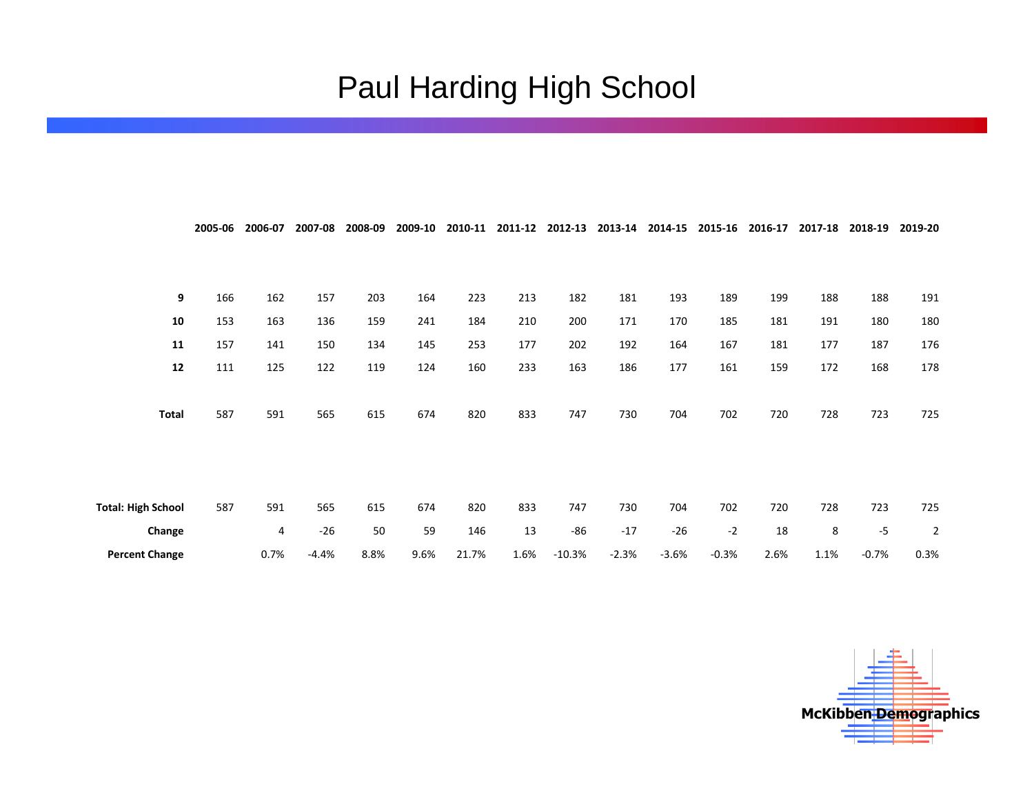# Paul Harding High School

| | 2005-06 | 2006-07 | 2007-08 | 2008-09 | 2009-10 | 2010-11 | 2011-12 | 2012-13 | 2013-14 | 2014-15 | 2015-16 | 2016-17 | 2017-18 | 2018-19 | 2019-20 |
|---|---|---|---|---|---|---|---|---|---|---|---|---|---|---|---|
| **9** | 166 | 162 | 157 | 203 | 164 | 223 | 213 | 182 | 181 | 193 | 189 | 199 | 188 | 188 | 191 |
| **10** | 153 | 163 | 136 | 159 | 241 | 184 | 210 | 200 | 171 | 170 | 185 | 181 | 191 | 180 | 180 |
| **11** | 157 | 141 | 150 | 134 | 145 | 253 | 177 | 202 | 192 | 164 | 167 | 181 | 177 | 187 | 176 |
| **12** | 111 | 125 | 122 | 119 | 124 | 160 | 233 | 163 | 186 | 177 | 161 | 159 | 172 | 168 | 178 |
| **Total** | 587 | 591 | 565 | 615 | 674 | 820 | 833 | 747 | 730 | 704 | 702 | 720 | 728 | 723 | 725 |
| **Total: High School** | 587 | 591 | 565 | 615 | 674 | 820 | 833 | 747 | 730 | 704 | 702 | 720 | 728 | 723 | 725 |
| **Change** | | 4 | -26 | 50 | 59 | 146 | 13 | -86 | -17 | -26 | -2 | 18 | 8 | -5 | 2 |
| **Percent Change** | | 0.7% | -4.4% | 8.8% | 9.6% | 21.7% | 1.6% | -10.3% | -2.3% | -3.6% | -0.3% | 2.6% | 1.1% | -0.7% | 0.3% |

McKibben Demographics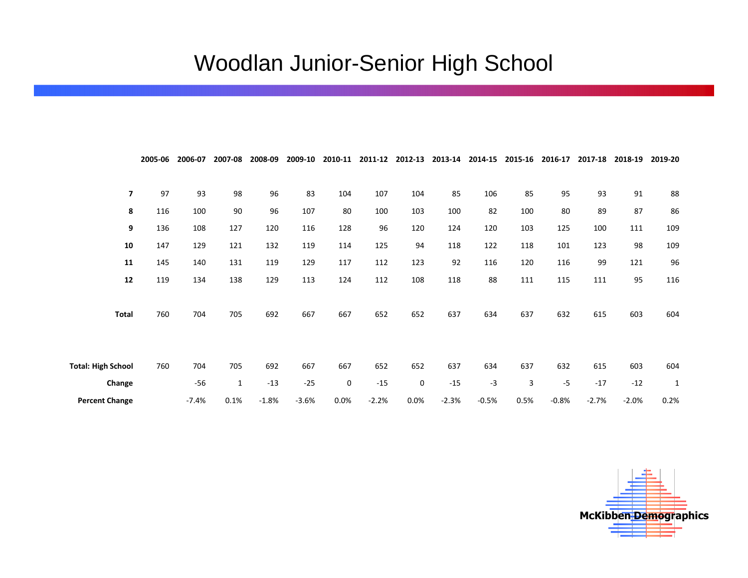# Woodlan Junior-Senior High School

| | 2005-06 | 2006-07 | 2007-08 | 2008-09 | 2009-10 | 2010-11 | 2011-12 | 2012-13 | 2013-14 | 2014-15 | 2015-16 | 2016-17 | 2017-18 | 2018-19 | 2019-20 |
|---|---|---|---|---|---|---|---|---|---|---|---|---|---|---|---|
| **7** | 97 | 93 | 98 | 96 | 83 | 104 | 107 | 104 | 85 | 106 | 85 | 95 | 93 | 91 | 88 |
| **8** | 116 | 100 | 90 | 96 | 107 | 80 | 100 | 103 | 100 | 82 | 100 | 80 | 89 | 87 | 86 |
| **9** | 136 | 108 | 127 | 120 | 116 | 128 | 96 | 120 | 124 | 120 | 103 | 125 | 100 | 111 | 109 |
| **10** | 147 | 129 | 121 | 132 | 119 | 114 | 125 | 94 | 118 | 122 | 118 | 101 | 123 | 98 | 109 |
| **11** | 145 | 140 | 131 | 119 | 129 | 117 | 112 | 123 | 92 | 116 | 120 | 116 | 99 | 121 | 96 |
| **12** | 119 | 134 | 138 | 129 | 113 | 124 | 112 | 108 | 118 | 88 | 111 | 115 | 111 | 95 | 116 |
| **Total** | 760 | 704 | 705 | 692 | 667 | 667 | 652 | 652 | 637 | 634 | 637 | 632 | 615 | 603 | 604 |
| **Total: High School** | 760 | 704 | 705 | 692 | 667 | 667 | 652 | 652 | 637 | 634 | 637 | 632 | 615 | 603 | 604 |
| **Change** | | -56 | 1 | -13 | -25 | 0 | -15 | 0 | -15 | -3 | 3 | -5 | -17 | -12 | 1 |
| **Percent Change** | | -7.4% | 0.1% | -1.8% | -3.6% | 0.0% | -2.2% | 0.0% | -2.3% | -0.5% | 0.5% | -0.8% | -2.7% | -2.0% | 0.2% |

McKibben Demographics